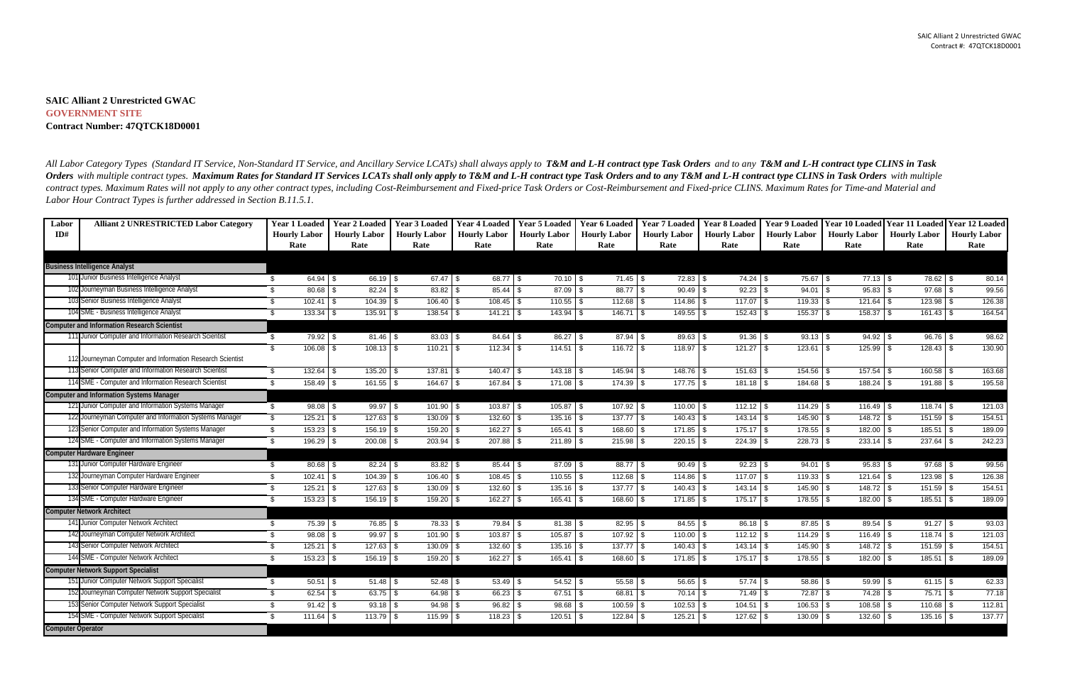**SAIC Alliant 2 Unrestricted GWAC**
**GOVERNMENT SITE**
**Contract Number: 47QTCK18D0001**

*All Labor Category Types (Standard IT Service, Non-Standard IT Service, and Ancillary Service LCATs) shall always apply to* ***T&M and L-H contract type Task Orders*** *and to any* ***T&M and L-H contract type CLINS in Task Orders*** *with multiple contract types.* ***Maximum Rates for Standard IT Services LCATs shall only apply to T&M and L-H contract type Task Orders and to any T&M and L-H contract type CLINS in Task Orders*** *with multiple contract types. Maximum Rates will not apply to any other contract types, including Cost-Reimbursement and Fixed-price Task Orders or Cost-Reimbursement and Fixed-price CLINS. Maximum Rates for Time-and Material and Labor Hour Contract Types is further addressed in Section B.11.5.1.*

| Labor ID# | Alliant 2 UNRESTRICTED Labor Category | Year 1 Loaded Hourly Labor Rate | Year 2 Loaded Hourly Labor Rate | Year 3 Loaded Hourly Labor Rate | Year 4 Loaded Hourly Labor Rate | Year 5 Loaded Hourly Labor Rate | Year 6 Loaded Hourly Labor Rate | Year 7 Loaded Hourly Labor Rate | Year 8 Loaded Hourly Labor Rate | Year 9 Loaded Hourly Labor Rate | Year 10 Loaded Hourly Labor Rate | Year 11 Loaded Hourly Labor Rate | Year 12 Loaded Hourly Labor Rate |
|---|---|---|---|---|---|---|---|---|---|---|---|---|---|
| **Business Intelligence Analyst** | | | | | | | | | | | | | |
| 101 | Junior Business Intelligence Analyst | $ 64.94 | $ 66.19 | $ 67.47 | $ 68.77 | $ 70.10 | $ 71.45 | $ 72.83 | $ 74.24 | $ 75.67 | $ 77.13 | $ 78.62 | $ 80.14 |
| 102 | Journeyman Business Intelligence Analyst | $ 80.68 | $ 82.24 | $ 83.82 | $ 85.44 | $ 87.09 | $ 88.77 | $ 90.49 | $ 92.23 | $ 94.01 | $ 95.83 | $ 97.68 | $ 99.56 |
| 103 | Senior Business Intelligence Analyst | $ 102.41 | $ 104.39 | $ 106.40 | $ 108.45 | $ 110.55 | $ 112.68 | $ 114.86 | $ 117.07 | $ 119.33 | $ 121.64 | $ 123.98 | $ 126.38 |
| 104 | SME - Business Intelligence Analyst | $ 133.34 | $ 135.91 | $ 138.54 | $ 141.21 | $ 143.94 | $ 146.71 | $ 149.55 | $ 152.43 | $ 155.37 | $ 158.37 | $ 161.43 | $ 164.54 |
| **Computer and Information Research Scientist** | | | | | | | | | | | | | |
| 111 | Junior Computer and Information Research Scientist | $ 79.92 | $ 81.46 | $ 83.03 | $ 84.64 | $ 86.27 | $ 87.94 | $ 89.63 | $ 91.36 | $ 93.13 | $ 94.92 | $ 96.76 | $ 98.62 |
| 112 | Journeyman Computer and Information Research Scientist | $ 106.08 | $ 108.13 | $ 110.21 | $ 112.34 | $ 114.51 | $ 116.72 | $ 118.97 | $ 121.27 | $ 123.61 | $ 125.99 | $ 128.43 | $ 130.90 |
| 113 | Senior Computer and Information Research Scientist | $ 132.64 | $ 135.20 | $ 137.81 | $ 140.47 | $ 143.18 | $ 145.94 | $ 148.76 | $ 151.63 | $ 154.56 | $ 157.54 | $ 160.58 | $ 163.68 |
| 114 | SME - Computer and Information Research Scientist | $ 158.49 | $ 161.55 | $ 164.67 | $ 167.84 | $ 171.08 | $ 174.39 | $ 177.75 | $ 181.18 | $ 184.68 | $ 188.24 | $ 191.88 | $ 195.58 |
| **Computer and Information Systems Manager** | | | | | | | | | | | | | |
| 121 | Junior Computer and Information Systems Manager | $ 98.08 | $ 99.97 | $ 101.90 | $ 103.87 | $ 105.87 | $ 107.92 | $ 110.00 | $ 112.12 | $ 114.29 | $ 116.49 | $ 118.74 | $ 121.03 |
| 122 | Journeyman Computer and Information Systems Manager | $ 125.21 | $ 127.63 | $ 130.09 | $ 132.60 | $ 135.16 | $ 137.77 | $ 140.43 | $ 143.14 | $ 145.90 | $ 148.72 | $ 151.59 | $ 154.51 |
| 123 | Senior Computer and Information Systems Manager | $ 153.23 | $ 156.19 | $ 159.20 | $ 162.27 | $ 165.41 | $ 168.60 | $ 171.85 | $ 175.17 | $ 178.55 | $ 182.00 | $ 185.51 | $ 189.09 |
| 124 | SME - Computer and Information Systems Manager | $ 196.29 | $ 200.08 | $ 203.94 | $ 207.88 | $ 211.89 | $ 215.98 | $ 220.15 | $ 224.39 | $ 228.73 | $ 233.14 | $ 237.64 | $ 242.23 |
| **Computer Hardware Engineer** | | | | | | | | | | | | | |
| 131 | Junior Computer Hardware Engineer | $ 80.68 | $ 82.24 | $ 83.82 | $ 85.44 | $ 87.09 | $ 88.77 | $ 90.49 | $ 92.23 | $ 94.01 | $ 95.83 | $ 97.68 | $ 99.56 |
| 132 | Journeyman Computer Hardware Engineer | $ 102.41 | $ 104.39 | $ 106.40 | $ 108.45 | $ 110.55 | $ 112.68 | $ 114.86 | $ 117.07 | $ 119.33 | $ 121.64 | $ 123.98 | $ 126.38 |
| 133 | Senior Computer Hardware Engineer | $ 125.21 | $ 127.63 | $ 130.09 | $ 132.60 | $ 135.16 | $ 137.77 | $ 140.43 | $ 143.14 | $ 145.90 | $ 148.72 | $ 151.59 | $ 154.51 |
| 134 | SME - Computer Hardware Engineer | $ 153.23 | $ 156.19 | $ 159.20 | $ 162.27 | $ 165.41 | $ 168.60 | $ 171.85 | $ 175.17 | $ 178.55 | $ 182.00 | $ 185.51 | $ 189.09 |
| **Computer Network Architect** | | | | | | | | | | | | | |
| 141 | Junior Computer Network Architect | $ 75.39 | $ 76.85 | $ 78.33 | $ 79.84 | $ 81.38 | $ 82.95 | $ 84.55 | $ 86.18 | $ 87.85 | $ 89.54 | $ 91.27 | $ 93.03 |
| 142 | Journeyman Computer Network Architect | $ 98.08 | $ 99.97 | $ 101.90 | $ 103.87 | $ 105.87 | $ 107.92 | $ 110.00 | $ 112.12 | $ 114.29 | $ 116.49 | $ 118.74 | $ 121.03 |
| 143 | Senior Computer Network Architect | $ 125.21 | $ 127.63 | $ 130.09 | $ 132.60 | $ 135.16 | $ 137.77 | $ 140.43 | $ 143.14 | $ 145.90 | $ 148.72 | $ 151.59 | $ 154.51 |
| 144 | SME - Computer Network Architect | $ 153.23 | $ 156.19 | $ 159.20 | $ 162.27 | $ 165.41 | $ 168.60 | $ 171.85 | $ 175.17 | $ 178.55 | $ 182.00 | $ 185.51 | $ 189.09 |
| **Computer Network Support Specialist** | | | | | | | | | | | | | |
| 151 | Junior Computer Network Support Specialist | $ 50.51 | $ 51.48 | $ 52.48 | $ 53.49 | $ 54.52 | $ 55.58 | $ 56.65 | $ 57.74 | $ 58.86 | $ 59.99 | $ 61.15 | $ 62.33 |
| 152 | Journeyman Computer Network Support Specialist | $ 62.54 | $ 63.75 | $ 64.98 | $ 66.23 | $ 67.51 | $ 68.81 | $ 70.14 | $ 71.49 | $ 72.87 | $ 74.28 | $ 75.71 | $ 77.18 |
| 153 | Senior Computer Network Support Specialist | $ 91.42 | $ 93.18 | $ 94.98 | $ 96.82 | $ 98.68 | $ 100.59 | $ 102.53 | $ 104.51 | $ 106.53 | $ 108.58 | $ 110.68 | $ 112.81 |
| 154 | SME - Computer Network Support Specialist | $ 111.64 | $ 113.79 | $ 115.99 | $ 118.23 | $ 120.51 | $ 122.84 | $ 125.21 | $ 127.62 | $ 130.09 | $ 132.60 | $ 135.16 | $ 137.77 |
| **Computer Operator** | | | | | | | | | | | | | |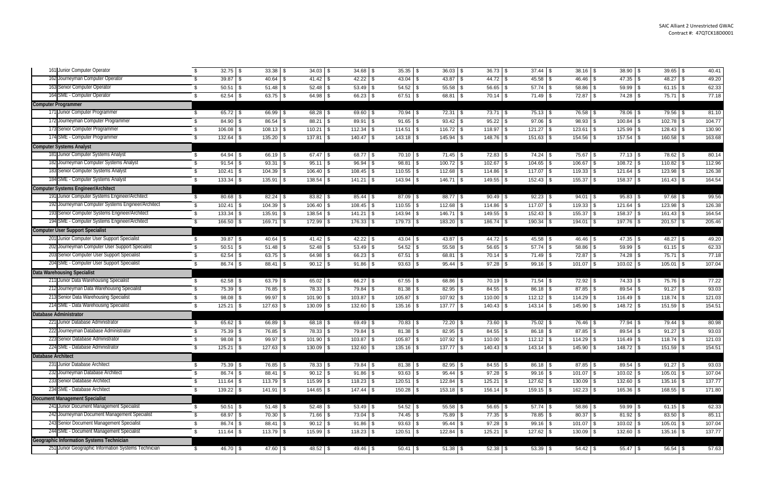| | | | | | | | | | | | | |
|---|---|---|---|---|---|---|---|---|---|---|---|---|
| 161 Junior Computer Operator | $ 32.75 | $ 33.38 | $ 34.03 | $ 34.68 | $ 35.35 | $ 36.03 | $ 36.73 | $ 37.44 | $ 38.16 | $ 38.90 | $ 39.65 | $ 40.41 |
| 162 Journeyman Computer Operator | $ 39.87 | $ 40.64 | $ 41.42 | $ 42.22 | $ 43.04 | $ 43.87 | $ 44.72 | $ 45.58 | $ 46.46 | $ 47.35 | $ 48.27 | $ 49.20 |
| 163 Senior Computer Operator | $ 50.51 | $ 51.48 | $ 52.48 | $ 53.49 | $ 54.52 | $ 55.58 | $ 56.65 | $ 57.74 | $ 58.86 | $ 59.99 | $ 61.15 | $ 62.33 |
| 164 SME - Computer Operator | $ 62.54 | $ 63.75 | $ 64.98 | $ 66.23 | $ 67.51 | $ 68.81 | $ 70.14 | $ 71.49 | $ 72.87 | $ 74.28 | $ 75.71 | $ 77.18 |
| **Computer Programmer** | | | | | | | | | | | | |
| 171 Junior Computer Programmer | $ 65.72 | $ 66.99 | $ 68.28 | $ 69.60 | $ 70.94 | $ 72.31 | $ 73.71 | $ 75.13 | $ 76.58 | $ 78.06 | $ 79.56 | $ 81.10 |
| 172 Journeyman Computer Programmer | $ 84.90 | $ 86.54 | $ 88.21 | $ 89.91 | $ 91.65 | $ 93.42 | $ 95.22 | $ 97.06 | $ 98.93 | $ 100.84 | $ 102.78 | $ 104.77 |
| 173 Senior Computer Programmer | $ 106.08 | $ 108.13 | $ 110.21 | $ 112.34 | $ 114.51 | $ 116.72 | $ 118.97 | $ 121.27 | $ 123.61 | $ 125.99 | $ 128.43 | $ 130.90 |
| 174 SME - Computer Programmer | $ 132.64 | $ 135.20 | $ 137.81 | $ 140.47 | $ 143.18 | $ 145.94 | $ 148.76 | $ 151.63 | $ 154.56 | $ 157.54 | $ 160.58 | $ 163.68 |
| **Computer Systems Analyst** | | | | | | | | | | | | |
| 181 Junior Computer Systems Analyst | $ 64.94 | $ 66.19 | $ 67.47 | $ 68.77 | $ 70.10 | $ 71.45 | $ 72.83 | $ 74.24 | $ 75.67 | $ 77.13 | $ 78.62 | $ 80.14 |
| 182 Journeyman Computer Systems Analyst | $ 91.54 | $ 93.31 | $ 95.11 | $ 96.94 | $ 98.81 | $ 100.72 | $ 102.67 | $ 104.65 | $ 106.67 | $ 108.72 | $ 110.82 | $ 112.96 |
| 183 Senior Computer Systems Analyst | $ 102.41 | $ 104.39 | $ 106.40 | $ 108.45 | $ 110.55 | $ 112.68 | $ 114.86 | $ 117.07 | $ 119.33 | $ 121.64 | $ 123.98 | $ 126.38 |
| 184 SME - Computer Systems Analyst | $ 133.34 | $ 135.91 | $ 138.54 | $ 141.21 | $ 143.94 | $ 146.71 | $ 149.55 | $ 152.43 | $ 155.37 | $ 158.37 | $ 161.43 | $ 164.54 |
| **Computer Systems Engineer/Architect** | | | | | | | | | | | | |
| 191 Junior Computer Systems Engineer/Architect | $ 80.68 | $ 82.24 | $ 83.82 | $ 85.44 | $ 87.09 | $ 88.77 | $ 90.49 | $ 92.23 | $ 94.01 | $ 95.83 | $ 97.68 | $ 99.56 |
| 192 Journeyman Computer Systems Engineer/Architect | $ 102.41 | $ 104.39 | $ 106.40 | $ 108.45 | $ 110.55 | $ 112.68 | $ 114.86 | $ 117.07 | $ 119.33 | $ 121.64 | $ 123.98 | $ 126.38 |
| 193 Senior Computer Systems Engineer/Architect | $ 133.34 | $ 135.91 | $ 138.54 | $ 141.21 | $ 143.94 | $ 146.71 | $ 149.55 | $ 152.43 | $ 155.37 | $ 158.37 | $ 161.43 | $ 164.54 |
| 194 SME - Computer Systems Engineer/Architect | $ 166.50 | $ 169.71 | $ 172.99 | $ 176.33 | $ 179.73 | $ 183.20 | $ 186.74 | $ 190.34 | $ 194.01 | $ 197.76 | $ 201.57 | $ 205.46 |
| **Computer User Support Specialist** | | | | | | | | | | | | |
| 201 Junior Computer User Support Specialist | $ 39.87 | $ 40.64 | $ 41.42 | $ 42.22 | $ 43.04 | $ 43.87 | $ 44.72 | $ 45.58 | $ 46.46 | $ 47.35 | $ 48.27 | $ 49.20 |
| 202 Journeyman Computer User Support Specialist | $ 50.51 | $ 51.48 | $ 52.48 | $ 53.49 | $ 54.52 | $ 55.58 | $ 56.65 | $ 57.74 | $ 58.86 | $ 59.99 | $ 61.15 | $ 62.33 |
| 203 Senior Computer User Support Specialist | $ 62.54 | $ 63.75 | $ 64.98 | $ 66.23 | $ 67.51 | $ 68.81 | $ 70.14 | $ 71.49 | $ 72.87 | $ 74.28 | $ 75.71 | $ 77.18 |
| 204 SME - Computer User Support Specialist | $ 86.74 | $ 88.41 | $ 90.12 | $ 91.86 | $ 93.63 | $ 95.44 | $ 97.28 | $ 99.16 | $ 101.07 | $ 103.02 | $ 105.01 | $ 107.04 |
| **Data Warehousing Specialist** | | | | | | | | | | | | |
| 211 Junior Data Warehousing Specialist | $ 62.58 | $ 63.79 | $ 65.02 | $ 66.27 | $ 67.55 | $ 68.86 | $ 70.19 | $ 71.54 | $ 72.92 | $ 74.33 | $ 75.76 | $ 77.22 |
| 212 Journeyman Data Warehousing Specialist | $ 75.39 | $ 76.85 | $ 78.33 | $ 79.84 | $ 81.38 | $ 82.95 | $ 84.55 | $ 86.18 | $ 87.85 | $ 89.54 | $ 91.27 | $ 93.03 |
| 213 Senior Data Warehousing Specialist | $ 98.08 | $ 99.97 | $ 101.90 | $ 103.87 | $ 105.87 | $ 107.92 | $ 110.00 | $ 112.12 | $ 114.29 | $ 116.49 | $ 118.74 | $ 121.03 |
| 214 SME - Data Warehousing Specialist | $ 125.21 | $ 127.63 | $ 130.09 | $ 132.60 | $ 135.16 | $ 137.77 | $ 140.43 | $ 143.14 | $ 145.90 | $ 148.72 | $ 151.59 | $ 154.51 |
| **Database Administrator** | | | | | | | | | | | | |
| 221 Junior Database Administrator | $ 65.62 | $ 66.89 | $ 68.18 | $ 69.49 | $ 70.83 | $ 72.20 | $ 73.60 | $ 75.02 | $ 76.46 | $ 77.94 | $ 79.44 | $ 80.98 |
| 222 Journeyman Database Administrator | $ 75.39 | $ 76.85 | $ 78.33 | $ 79.84 | $ 81.38 | $ 82.95 | $ 84.55 | $ 86.18 | $ 87.85 | $ 89.54 | $ 91.27 | $ 93.03 |
| 223 Senior Database Administrator | $ 98.08 | $ 99.97 | $ 101.90 | $ 103.87 | $ 105.87 | $ 107.92 | $ 110.00 | $ 112.12 | $ 114.29 | $ 116.49 | $ 118.74 | $ 121.03 |
| 224 SME - Database Administrator | $ 125.21 | $ 127.63 | $ 130.09 | $ 132.60 | $ 135.16 | $ 137.77 | $ 140.43 | $ 143.14 | $ 145.90 | $ 148.72 | $ 151.59 | $ 154.51 |
| **Database Architect** | | | | | | | | | | | | |
| 231 Junior Database Architect | $ 75.39 | $ 76.85 | $ 78.33 | $ 79.84 | $ 81.38 | $ 82.95 | $ 84.55 | $ 86.18 | $ 87.85 | $ 89.54 | $ 91.27 | $ 93.03 |
| 232 Journeyman Database Architect | $ 86.74 | $ 88.41 | $ 90.12 | $ 91.86 | $ 93.63 | $ 95.44 | $ 97.28 | $ 99.16 | $ 101.07 | $ 103.02 | $ 105.01 | $ 107.04 |
| 233 Senior Database Architect | $ 111.64 | $ 113.79 | $ 115.99 | $ 118.23 | $ 120.51 | $ 122.84 | $ 125.21 | $ 127.62 | $ 130.09 | $ 132.60 | $ 135.16 | $ 137.77 |
| 234 SME - Database Architect | $ 139.22 | $ 141.91 | $ 144.65 | $ 147.44 | $ 150.28 | $ 153.18 | $ 156.14 | $ 159.15 | $ 162.23 | $ 165.36 | $ 168.55 | $ 171.80 |
| **Document Management Specialist** | | | | | | | | | | | | |
| 241 Junior Document Management Specialist | $ 50.51 | $ 51.48 | $ 52.48 | $ 53.49 | $ 54.52 | $ 55.58 | $ 56.65 | $ 57.74 | $ 58.86 | $ 59.99 | $ 61.15 | $ 62.33 |
| 242 Journeyman Document Management Specialist | $ 68.97 | $ 70.30 | $ 71.66 | $ 73.04 | $ 74.45 | $ 75.89 | $ 77.35 | $ 78.85 | $ 80.37 | $ 81.92 | $ 83.50 | $ 85.11 |
| 243 Senior Document Management Specialist | $ 86.74 | $ 88.41 | $ 90.12 | $ 91.86 | $ 93.63 | $ 95.44 | $ 97.28 | $ 99.16 | $ 101.07 | $ 103.02 | $ 105.01 | $ 107.04 |
| 244 SME - Document Management Specialist | $ 111.64 | $ 113.79 | $ 115.99 | $ 118.23 | $ 120.51 | $ 122.84 | $ 125.21 | $ 127.62 | $ 130.09 | $ 132.60 | $ 135.16 | $ 137.77 |
| **Geographic Information Systems Technician** | | | | | | | | | | | | |
| 251 Junior Geographic Information Systems Technician | $ 46.70 | $ 47.60 | $ 48.52 | $ 49.46 | $ 50.41 | $ 51.38 | $ 52.38 | $ 53.39 | $ 54.42 | $ 55.47 | $ 56.54 | $ 57.63 |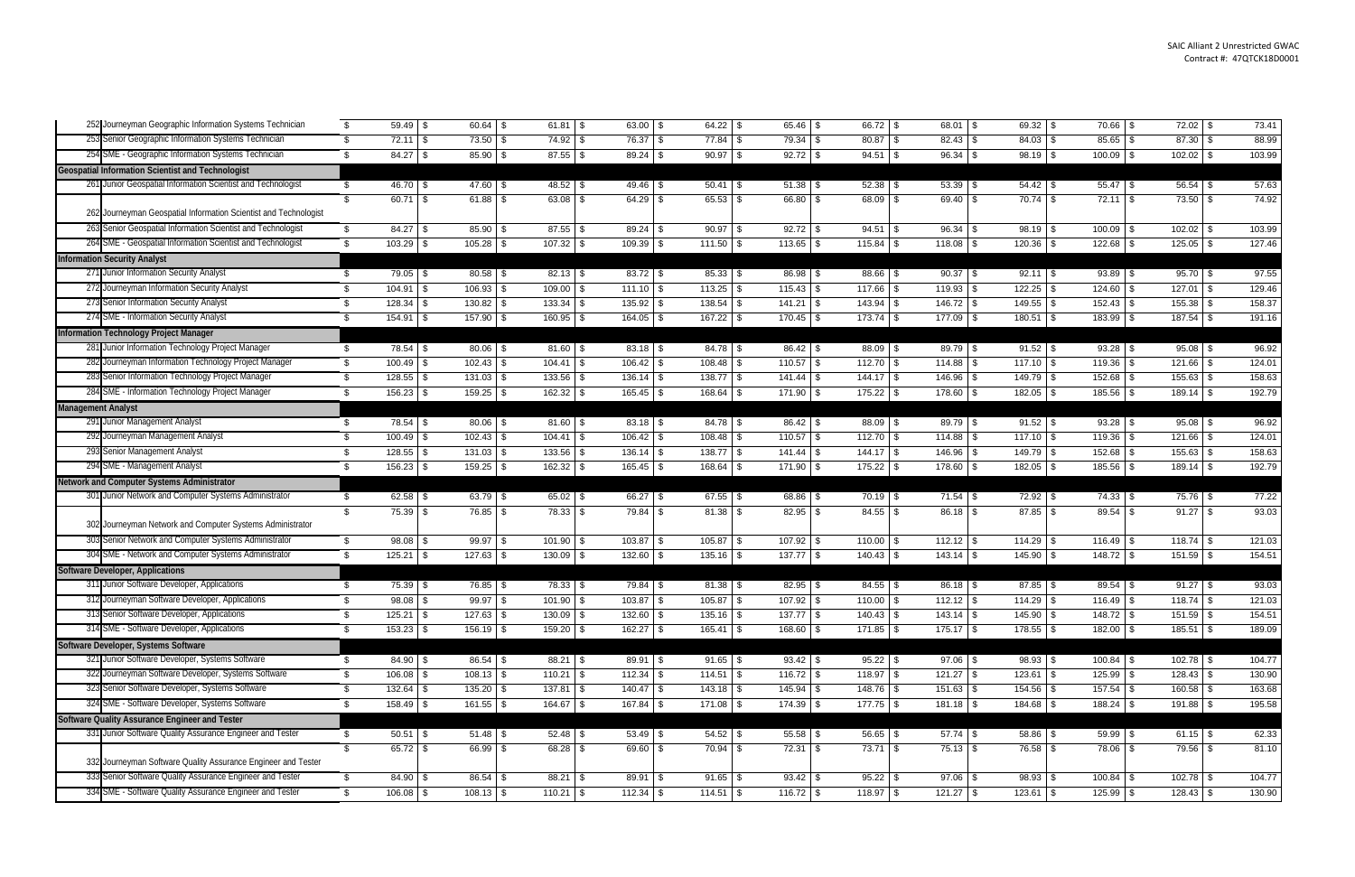| | | | | | | | | | | | | |
|---|---|---|---|---|---|---|---|---|---|---|---|---|
| 252 Journeyman Geographic Information Systems Technician | $ 59.49 | $ 60.64 | $ 61.81 | $ 63.00 | $ 64.22 | $ 65.46 | $ 66.72 | $ 68.01 | $ 69.32 | $ 70.66 | $ 72.02 | $ 73.41 |
| 253 Senior Geographic Information Systems Technician | $ 72.11 | $ 73.50 | $ 74.92 | $ 76.37 | $ 77.84 | $ 79.34 | $ 80.87 | $ 82.43 | $ 84.03 | $ 85.65 | $ 87.30 | $ 88.99 |
| 254 SME - Geographic Information Systems Technician | $ 84.27 | $ 85.90 | $ 87.55 | $ 89.24 | $ 90.97 | $ 92.72 | $ 94.51 | $ 96.34 | $ 98.19 | $ 100.09 | $ 102.02 | $ 103.99 |
| **Geospatial Information Scientist and Technologist** | | | | | | | | | | | | |
| 261 Junior Geospatial Information Scientist and Technologist | $ 46.70 | $ 47.60 | $ 48.52 | $ 49.46 | $ 50.41 | $ 51.38 | $ 52.38 | $ 53.39 | $ 54.42 | $ 55.47 | $ 56.54 | $ 57.63 |
| 262 Journeyman Geospatial Information Scientist and Technologist | $ 60.71 | $ 61.88 | $ 63.08 | $ 64.29 | $ 65.53 | $ 66.80 | $ 68.09 | $ 69.40 | $ 70.74 | $ 72.11 | $ 73.50 | $ 74.92 |
| 263 Senior Geospatial Information Scientist and Technologist | $ 84.27 | $ 85.90 | $ 87.55 | $ 89.24 | $ 90.97 | $ 92.72 | $ 94.51 | $ 96.34 | $ 98.19 | $ 100.09 | $ 102.02 | $ 103.99 |
| 264 SME - Geospatial Information Scientist and Technologist | $ 103.29 | $ 105.28 | $ 107.32 | $ 109.39 | $ 111.50 | $ 113.65 | $ 115.84 | $ 118.08 | $ 120.36 | $ 122.68 | $ 125.05 | $ 127.46 |
| **Information Security Analyst** | | | | | | | | | | | | |
| 271 Junior Information Security Analyst | $ 79.05 | $ 80.58 | $ 82.13 | $ 83.72 | $ 85.33 | $ 86.98 | $ 88.66 | $ 90.37 | $ 92.11 | $ 93.89 | $ 95.70 | $ 97.55 |
| 272 Journeyman Information Security Analyst | $ 104.91 | $ 106.93 | $ 109.00 | $ 111.10 | $ 113.25 | $ 115.43 | $ 117.66 | $ 119.93 | $ 122.25 | $ 124.60 | $ 127.01 | $ 129.46 |
| 273 Senior Information Security Analyst | $ 128.34 | $ 130.82 | $ 133.34 | $ 135.92 | $ 138.54 | $ 141.21 | $ 143.94 | $ 146.72 | $ 149.55 | $ 152.43 | $ 155.38 | $ 158.37 |
| 274 SME - Information Security Analyst | $ 154.91 | $ 157.90 | $ 160.95 | $ 164.05 | $ 167.22 | $ 170.45 | $ 173.74 | $ 177.09 | $ 180.51 | $ 183.99 | $ 187.54 | $ 191.16 |
| **Information Technology Project Manager** | | | | | | | | | | | | |
| 281 Junior Information Technology Project Manager | $ 78.54 | $ 80.06 | $ 81.60 | $ 83.18 | $ 84.78 | $ 86.42 | $ 88.09 | $ 89.79 | $ 91.52 | $ 93.28 | $ 95.08 | $ 96.92 |
| 282 Journeyman Information Technology Project Manager | $ 100.49 | $ 102.43 | $ 104.41 | $ 106.42 | $ 108.48 | $ 110.57 | $ 112.70 | $ 114.88 | $ 117.10 | $ 119.36 | $ 121.66 | $ 124.01 |
| 283 Senior Information Technology Project Manager | $ 128.55 | $ 131.03 | $ 133.56 | $ 136.14 | $ 138.77 | $ 141.44 | $ 144.17 | $ 146.96 | $ 149.79 | $ 152.68 | $ 155.63 | $ 158.63 |
| 284 SME - Information Technology Project Manager | $ 156.23 | $ 159.25 | $ 162.32 | $ 165.45 | $ 168.64 | $ 171.90 | $ 175.22 | $ 178.60 | $ 182.05 | $ 185.56 | $ 189.14 | $ 192.79 |
| **Management Analyst** | | | | | | | | | | | | |
| 291 Junior Management Analyst | $ 78.54 | $ 80.06 | $ 81.60 | $ 83.18 | $ 84.78 | $ 86.42 | $ 88.09 | $ 89.79 | $ 91.52 | $ 93.28 | $ 95.08 | $ 96.92 |
| 292 Journeyman Management Analyst | $ 100.49 | $ 102.43 | $ 104.41 | $ 106.42 | $ 108.48 | $ 110.57 | $ 112.70 | $ 114.88 | $ 117.10 | $ 119.36 | $ 121.66 | $ 124.01 |
| 293 Senior Management Analyst | $ 128.55 | $ 131.03 | $ 133.56 | $ 136.14 | $ 138.77 | $ 141.44 | $ 144.17 | $ 146.96 | $ 149.79 | $ 152.68 | $ 155.63 | $ 158.63 |
| 294 SME - Management Analyst | $ 156.23 | $ 159.25 | $ 162.32 | $ 165.45 | $ 168.64 | $ 171.90 | $ 175.22 | $ 178.60 | $ 182.05 | $ 185.56 | $ 189.14 | $ 192.79 |
| **Network and Computer Systems Administrator** | | | | | | | | | | | | |
| 301 Junior Network and Computer Systems Administrator | $ 62.58 | $ 63.79 | $ 65.02 | $ 66.27 | $ 67.55 | $ 68.86 | $ 70.19 | $ 71.54 | $ 72.92 | $ 74.33 | $ 75.76 | $ 77.22 |
| 302 Journeyman Network and Computer Systems Administrator | $ 75.39 | $ 76.85 | $ 78.33 | $ 79.84 | $ 81.38 | $ 82.95 | $ 84.55 | $ 86.18 | $ 87.85 | $ 89.54 | $ 91.27 | $ 93.03 |
| 303 Senior Network and Computer Systems Administrator | $ 98.08 | $ 99.97 | $ 101.90 | $ 103.87 | $ 105.87 | $ 107.92 | $ 110.00 | $ 112.12 | $ 114.29 | $ 116.49 | $ 118.74 | $ 121.03 |
| 304 SME - Network and Computer Systems Administrator | $ 125.21 | $ 127.63 | $ 130.09 | $ 132.60 | $ 135.16 | $ 137.77 | $ 140.43 | $ 143.14 | $ 145.90 | $ 148.72 | $ 151.59 | $ 154.51 |
| **Software Developer, Applications** | | | | | | | | | | | | |
| 311 Junior Software Developer, Applications | $ 75.39 | $ 76.85 | $ 78.33 | $ 79.84 | $ 81.38 | $ 82.95 | $ 84.55 | $ 86.18 | $ 87.85 | $ 89.54 | $ 91.27 | $ 93.03 |
| 312 Journeyman Software Developer, Applications | $ 98.08 | $ 99.97 | $ 101.90 | $ 103.87 | $ 105.87 | $ 107.92 | $ 110.00 | $ 112.12 | $ 114.29 | $ 116.49 | $ 118.74 | $ 121.03 |
| 313 Senior Software Developer, Applications | $ 125.21 | $ 127.63 | $ 130.09 | $ 132.60 | $ 135.16 | $ 137.77 | $ 140.43 | $ 143.14 | $ 145.90 | $ 148.72 | $ 151.59 | $ 154.51 |
| 314 SME - Software Developer, Applications | $ 153.23 | $ 156.19 | $ 159.20 | $ 162.27 | $ 165.41 | $ 168.60 | $ 171.85 | $ 175.17 | $ 178.55 | $ 182.00 | $ 185.51 | $ 189.09 |
| **Software Developer, Systems Software** | | | | | | | | | | | | |
| 321 Junior Software Developer, Systems Software | $ 84.90 | $ 86.54 | $ 88.21 | $ 89.91 | $ 91.65 | $ 93.42 | $ 95.22 | $ 97.06 | $ 98.93 | $ 100.84 | $ 102.78 | $ 104.77 |
| 322 Journeyman Software Developer, Systems Software | $ 106.08 | $ 108.13 | $ 110.21 | $ 112.34 | $ 114.51 | $ 116.72 | $ 118.97 | $ 121.27 | $ 123.61 | $ 125.99 | $ 128.43 | $ 130.90 |
| 323 Senior Software Developer, Systems Software | $ 132.64 | $ 135.20 | $ 137.81 | $ 140.47 | $ 143.18 | $ 145.94 | $ 148.76 | $ 151.63 | $ 154.56 | $ 157.54 | $ 160.58 | $ 163.68 |
| 324 SME - Software Developer, Systems Software | $ 158.49 | $ 161.55 | $ 164.67 | $ 167.84 | $ 171.08 | $ 174.39 | $ 177.75 | $ 181.18 | $ 184.68 | $ 188.24 | $ 191.88 | $ 195.58 |
| **Software Quality Assurance Engineer and Tester** | | | | | | | | | | | | |
| 331 Junior Software Quality Assurance Engineer and Tester | $ 50.51 | $ 51.48 | $ 52.48 | $ 53.49 | $ 54.52 | $ 55.58 | $ 56.65 | $ 57.74 | $ 58.86 | $ 59.99 | $ 61.15 | $ 62.33 |
| 332 Journeyman Software Quality Assurance Engineer and Tester | $ 65.72 | $ 66.99 | $ 68.28 | $ 69.60 | $ 70.94 | $ 72.31 | $ 73.71 | $ 75.13 | $ 76.58 | $ 78.06 | $ 79.56 | $ 81.10 |
| 333 Senior Software Quality Assurance Engineer and Tester | $ 84.90 | $ 86.54 | $ 88.21 | $ 89.91 | $ 91.65 | $ 93.42 | $ 95.22 | $ 97.06 | $ 98.93 | $ 100.84 | $ 102.78 | $ 104.77 |
| 334 SME - Software Quality Assurance Engineer and Tester | $ 106.08 | $ 108.13 | $ 110.21 | $ 112.34 | $ 114.51 | $ 116.72 | $ 118.97 | $ 121.27 | $ 123.61 | $ 125.99 | $ 128.43 | $ 130.90 |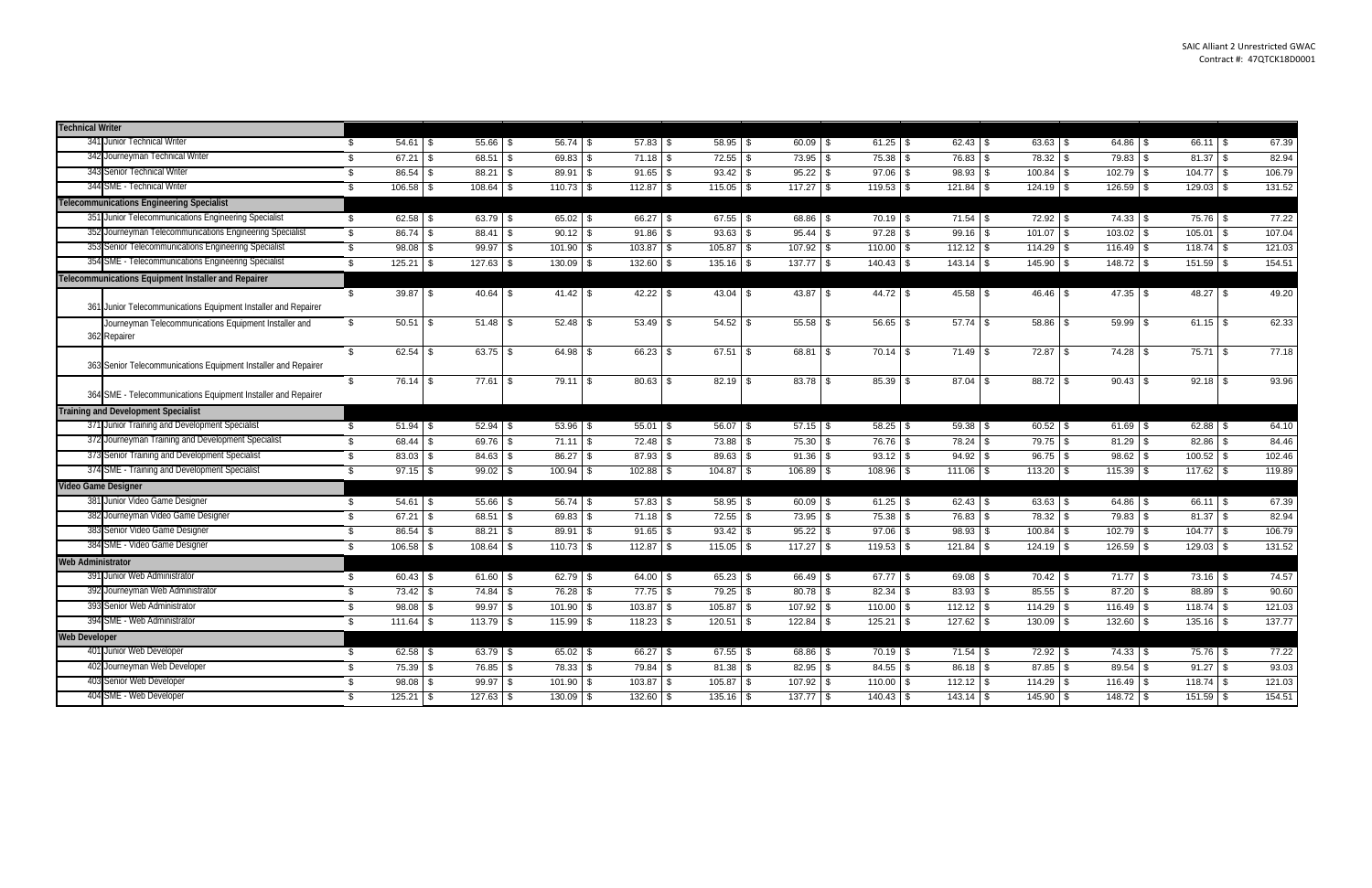SAIC Alliant 2 Unrestricted GWAC
Contract #: 47QTCK18D0001

| | | | | | | | | | | | | |
|---|---|---|---|---|---|---|---|---|---|---|---|---|
| **Technical Writer** | | | | | | | | | | | | |
| 341 Junior Technical Writer | $ 54.61 | $ 55.66 | $ 56.74 | $ 57.83 | $ 58.95 | $ 60.09 | $ 61.25 | $ 62.43 | $ 63.63 | $ 64.86 | $ 66.11 | $ 67.39 |
| 342 Journeyman Technical Writer | $ 67.21 | $ 68.51 | $ 69.83 | $ 71.18 | $ 72.55 | $ 73.95 | $ 75.38 | $ 76.83 | $ 78.32 | $ 79.83 | $ 81.37 | $ 82.94 |
| 343 Senior Technical Writer | $ 86.54 | $ 88.21 | $ 89.91 | $ 91.65 | $ 93.42 | $ 95.22 | $ 97.06 | $ 98.93 | $ 100.84 | $ 102.79 | $ 104.77 | $ 106.79 |
| 344 SME - Technical Writer | $ 106.58 | $ 108.64 | $ 110.73 | $ 112.87 | $ 115.05 | $ 117.27 | $ 119.53 | $ 121.84 | $ 124.19 | $ 126.59 | $ 129.03 | $ 131.52 |
| **Telecommunications Engineering Specialist** | | | | | | | | | | | | |
| 351 Junior Telecommunications Engineering Specialist | $ 62.58 | $ 63.79 | $ 65.02 | $ 66.27 | $ 67.55 | $ 68.86 | $ 70.19 | $ 71.54 | $ 72.92 | $ 74.33 | $ 75.76 | $ 77.22 |
| 352 Journeyman Telecommunications Engineering Specialist | $ 86.74 | $ 88.41 | $ 90.12 | $ 91.86 | $ 93.63 | $ 95.44 | $ 97.28 | $ 99.16 | $ 101.07 | $ 103.02 | $ 105.01 | $ 107.04 |
| 353 Senior Telecommunications Engineering Specialist | $ 98.08 | $ 99.97 | $ 101.90 | $ 103.87 | $ 105.87 | $ 107.92 | $ 110.00 | $ 112.12 | $ 114.29 | $ 116.49 | $ 118.74 | $ 121.03 |
| 354 SME - Telecommunications Engineering Specialist | $ 125.21 | $ 127.63 | $ 130.09 | $ 132.60 | $ 135.16 | $ 137.77 | $ 140.43 | $ 143.14 | $ 145.90 | $ 148.72 | $ 151.59 | $ 154.51 |
| **Telecommunications Equipment Installer and Repairer** | | | | | | | | | | | | |
| 361 Junior Telecommunications Equipment Installer and Repairer | $ 39.87 | $ 40.64 | $ 41.42 | $ 42.22 | $ 43.04 | $ 43.87 | $ 44.72 | $ 45.58 | $ 46.46 | $ 47.35 | $ 48.27 | $ 49.20 |
| 362 Journeyman Telecommunications Equipment Installer and Repairer | $ 50.51 | $ 51.48 | $ 52.48 | $ 53.49 | $ 54.52 | $ 55.58 | $ 56.65 | $ 57.74 | $ 58.86 | $ 59.99 | $ 61.15 | $ 62.33 |
| 363 Senior Telecommunications Equipment Installer and Repairer | $ 62.54 | $ 63.75 | $ 64.98 | $ 66.23 | $ 67.51 | $ 68.81 | $ 70.14 | $ 71.49 | $ 72.87 | $ 74.28 | $ 75.71 | $ 77.18 |
| 364 SME - Telecommunications Equipment Installer and Repairer | $ 76.14 | $ 77.61 | $ 79.11 | $ 80.63 | $ 82.19 | $ 83.78 | $ 85.39 | $ 87.04 | $ 88.72 | $ 90.43 | $ 92.18 | $ 93.96 |
| **Training and Development Specialist** | | | | | | | | | | | | |
| 371 Junior Training and Development Specialist | $ 51.94 | $ 52.94 | $ 53.96 | $ 55.01 | $ 56.07 | $ 57.15 | $ 58.25 | $ 59.38 | $ 60.52 | $ 61.69 | $ 62.88 | $ 64.10 |
| 372 Journeyman Training and Development Specialist | $ 68.44 | $ 69.76 | $ 71.11 | $ 72.48 | $ 73.88 | $ 75.30 | $ 76.76 | $ 78.24 | $ 79.75 | $ 81.29 | $ 82.86 | $ 84.46 |
| 373 Senior Training and Development Specialist | $ 83.03 | $ 84.63 | $ 86.27 | $ 87.93 | $ 89.63 | $ 91.36 | $ 93.12 | $ 94.92 | $ 96.75 | $ 98.62 | $ 100.52 | $ 102.46 |
| 374 SME - Training and Development Specialist | $ 97.15 | $ 99.02 | $ 100.94 | $ 102.88 | $ 104.87 | $ 106.89 | $ 108.96 | $ 111.06 | $ 113.20 | $ 115.39 | $ 117.62 | $ 119.89 |
| **Video Game Designer** | | | | | | | | | | | | |
| 381 Junior Video Game Designer | $ 54.61 | $ 55.66 | $ 56.74 | $ 57.83 | $ 58.95 | $ 60.09 | $ 61.25 | $ 62.43 | $ 63.63 | $ 64.86 | $ 66.11 | $ 67.39 |
| 382 Journeyman Video Game Designer | $ 67.21 | $ 68.51 | $ 69.83 | $ 71.18 | $ 72.55 | $ 73.95 | $ 75.38 | $ 76.83 | $ 78.32 | $ 79.83 | $ 81.37 | $ 82.94 |
| 383 Senior Video Game Designer | $ 86.54 | $ 88.21 | $ 89.91 | $ 91.65 | $ 93.42 | $ 95.22 | $ 97.06 | $ 98.93 | $ 100.84 | $ 102.79 | $ 104.77 | $ 106.79 |
| 384 SME - Video Game Designer | $ 106.58 | $ 108.64 | $ 110.73 | $ 112.87 | $ 115.05 | $ 117.27 | $ 119.53 | $ 121.84 | $ 124.19 | $ 126.59 | $ 129.03 | $ 131.52 |
| **Web Administrator** | | | | | | | | | | | | |
| 391 Junior Web Administrator | $ 60.43 | $ 61.60 | $ 62.79 | $ 64.00 | $ 65.23 | $ 66.49 | $ 67.77 | $ 69.08 | $ 70.42 | $ 71.77 | $ 73.16 | $ 74.57 |
| 392 Journeyman Web Administrator | $ 73.42 | $ 74.84 | $ 76.28 | $ 77.75 | $ 79.25 | $ 80.78 | $ 82.34 | $ 83.93 | $ 85.55 | $ 87.20 | $ 88.89 | $ 90.60 |
| 393 Senior Web Administrator | $ 98.08 | $ 99.97 | $ 101.90 | $ 103.87 | $ 105.87 | $ 107.92 | $ 110.00 | $ 112.12 | $ 114.29 | $ 116.49 | $ 118.74 | $ 121.03 |
| 394 SME - Web Administrator | $ 111.64 | $ 113.79 | $ 115.99 | $ 118.23 | $ 120.51 | $ 122.84 | $ 125.21 | $ 127.62 | $ 130.09 | $ 132.60 | $ 135.16 | $ 137.77 |
| **Web Developer** | | | | | | | | | | | | |
| 401 Junior Web Developer | $ 62.58 | $ 63.79 | $ 65.02 | $ 66.27 | $ 67.55 | $ 68.86 | $ 70.19 | $ 71.54 | $ 72.92 | $ 74.33 | $ 75.76 | $ 77.22 |
| 402 Journeyman Web Developer | $ 75.39 | $ 76.85 | $ 78.33 | $ 79.84 | $ 81.38 | $ 82.95 | $ 84.55 | $ 86.18 | $ 87.85 | $ 89.54 | $ 91.27 | $ 93.03 |
| 403 Senior Web Developer | $ 98.08 | $ 99.97 | $ 101.90 | $ 103.87 | $ 105.87 | $ 107.92 | $ 110.00 | $ 112.12 | $ 114.29 | $ 116.49 | $ 118.74 | $ 121.03 |
| 404 SME - Web Developer | $ 125.21 | $ 127.63 | $ 130.09 | $ 132.60 | $ 135.16 | $ 137.77 | $ 140.43 | $ 143.14 | $ 145.90 | $ 148.72 | $ 151.59 | $ 154.51 |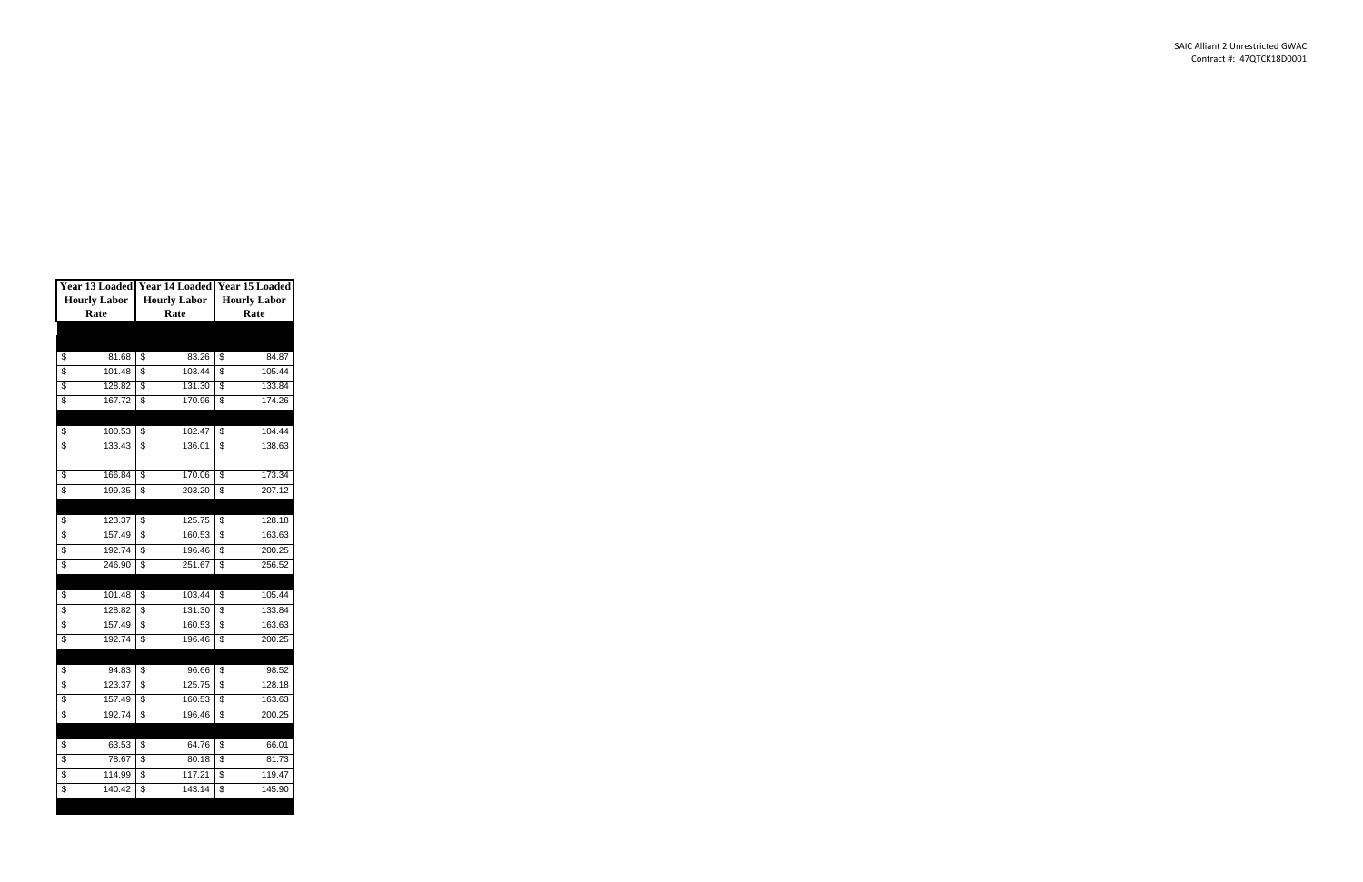| Year 13 Loaded Hourly Labor Rate | Year 14 Loaded Hourly Labor Rate | Year 15 Loaded Hourly Labor Rate |
|---|---|---|
| | | |
| $ 81.68 | $ 83.26 | $ 84.87 |
| $ 101.48 | $ 103.44 | $ 105.44 |
| $ 128.82 | $ 131.30 | $ 133.84 |
| $ 167.72 | $ 170.96 | $ 174.26 |
| | | |
| $ 100.53 | $ 102.47 | $ 104.44 |
| $ 133.43 | $ 136.01 | $ 138.63 |
| $ 166.84 | $ 170.06 | $ 173.34 |
| $ 199.35 | $ 203.20 | $ 207.12 |
| | | |
| $ 123.37 | $ 125.75 | $ 128.18 |
| $ 157.49 | $ 160.53 | $ 163.63 |
| $ 192.74 | $ 196.46 | $ 200.25 |
| $ 246.90 | $ 251.67 | $ 256.52 |
| | | |
| $ 101.48 | $ 103.44 | $ 105.44 |
| $ 128.82 | $ 131.30 | $ 133.84 |
| $ 157.49 | $ 160.53 | $ 163.63 |
| $ 192.74 | $ 196.46 | $ 200.25 |
| | | |
| $ 94.83 | $ 96.66 | $ 98.52 |
| $ 123.37 | $ 125.75 | $ 128.18 |
| $ 157.49 | $ 160.53 | $ 163.63 |
| $ 192.74 | $ 196.46 | $ 200.25 |
| | | |
| $ 63.53 | $ 64.76 | $ 66.01 |
| $ 78.67 | $ 80.18 | $ 81.73 |
| $ 114.99 | $ 117.21 | $ 119.47 |
| $ 140.42 | $ 143.14 | $ 145.90 |
| | | |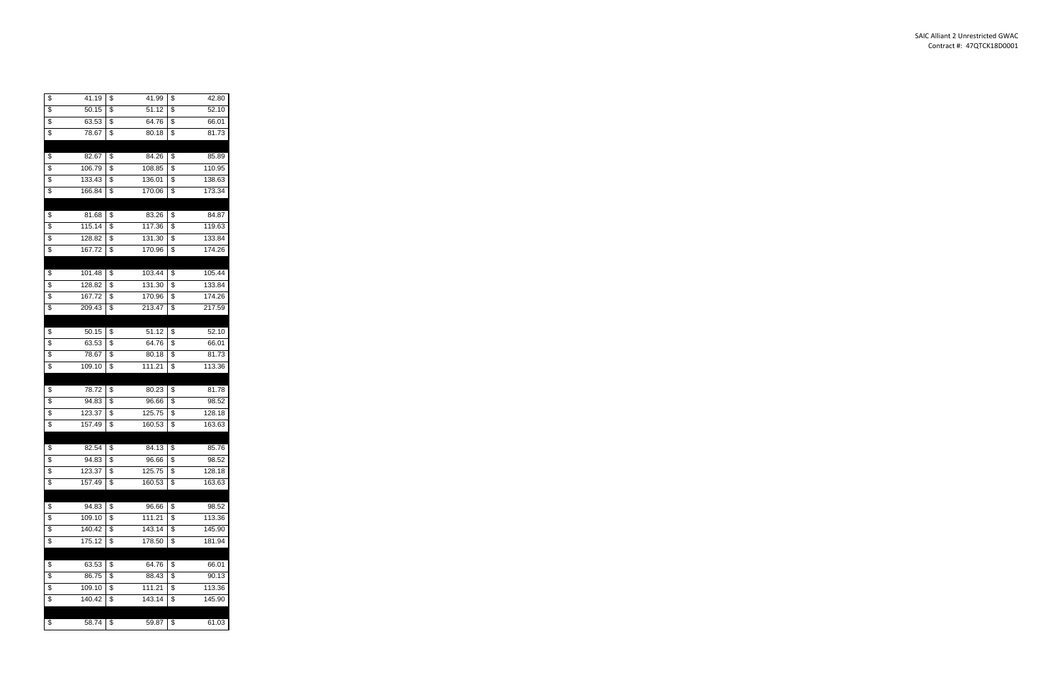| | | |
|---|---|---|
| $ 41.19 | $ 41.99 | $ 42.80 |
| $ 50.15 | $ 51.12 | $ 52.10 |
| $ 63.53 | $ 64.76 | $ 66.01 |
| $ 78.67 | $ 80.18 | $ 81.73 |
| | | |
| $ 82.67 | $ 84.26 | $ 85.89 |
| $ 106.79 | $ 108.85 | $ 110.95 |
| $ 133.43 | $ 136.01 | $ 138.63 |
| $ 166.84 | $ 170.06 | $ 173.34 |
| | | |
| $ 81.68 | $ 83.26 | $ 84.87 |
| $ 115.14 | $ 117.36 | $ 119.63 |
| $ 128.82 | $ 131.30 | $ 133.84 |
| $ 167.72 | $ 170.96 | $ 174.26 |
| | | |
| $ 101.48 | $ 103.44 | $ 105.44 |
| $ 128.82 | $ 131.30 | $ 133.84 |
| $ 167.72 | $ 170.96 | $ 174.26 |
| $ 209.43 | $ 213.47 | $ 217.59 |
| | | |
| $ 50.15 | $ 51.12 | $ 52.10 |
| $ 63.53 | $ 64.76 | $ 66.01 |
| $ 78.67 | $ 80.18 | $ 81.73 |
| $ 109.10 | $ 111.21 | $ 113.36 |
| | | |
| $ 78.72 | $ 80.23 | $ 81.78 |
| $ 94.83 | $ 96.66 | $ 98.52 |
| $ 123.37 | $ 125.75 | $ 128.18 |
| $ 157.49 | $ 160.53 | $ 163.63 |
| | | |
| $ 82.54 | $ 84.13 | $ 85.76 |
| $ 94.83 | $ 96.66 | $ 98.52 |
| $ 123.37 | $ 125.75 | $ 128.18 |
| $ 157.49 | $ 160.53 | $ 163.63 |
| | | |
| $ 94.83 | $ 96.66 | $ 98.52 |
| $ 109.10 | $ 111.21 | $ 113.36 |
| $ 140.42 | $ 143.14 | $ 145.90 |
| $ 175.12 | $ 178.50 | $ 181.94 |
| | | |
| $ 63.53 | $ 64.76 | $ 66.01 |
| $ 86.75 | $ 88.43 | $ 90.13 |
| $ 109.10 | $ 111.21 | $ 113.36 |
| $ 140.42 | $ 143.14 | $ 145.90 |
| | | |
| $ 58.74 | $ 59.87 | $ 61.03 |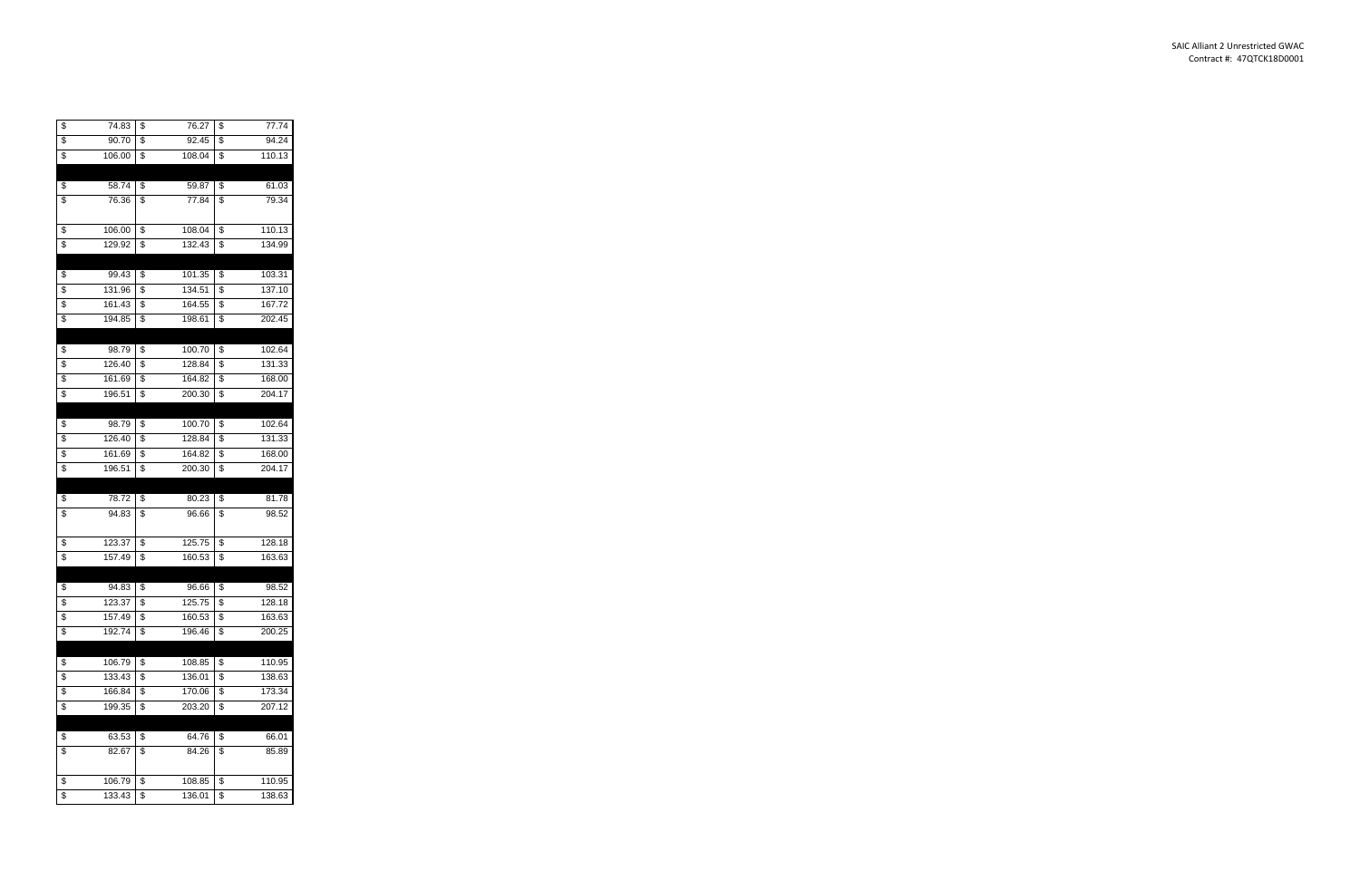| | | |
|---|---|---|
| $ 74.83 | $ 76.27 | $ 77.74 |
| $ 90.70 | $ 92.45 | $ 94.24 |
| $ 106.00 | $ 108.04 | $ 110.13 |
| | | |
| $ 58.74 | $ 59.87 | $ 61.03 |
| $ 76.36 | $ 77.84 | $ 79.34 |
| | | |
| $ 106.00 | $ 108.04 | $ 110.13 |
| $ 129.92 | $ 132.43 | $ 134.99 |
| | | |
| $ 99.43 | $ 101.35 | $ 103.31 |
| $ 131.96 | $ 134.51 | $ 137.10 |
| $ 161.43 | $ 164.55 | $ 167.72 |
| $ 194.85 | $ 198.61 | $ 202.45 |
| | | |
| $ 98.79 | $ 100.70 | $ 102.64 |
| $ 126.40 | $ 128.84 | $ 131.33 |
| $ 161.69 | $ 164.82 | $ 168.00 |
| $ 196.51 | $ 200.30 | $ 204.17 |
| | | |
| $ 98.79 | $ 100.70 | $ 102.64 |
| $ 126.40 | $ 128.84 | $ 131.33 |
| $ 161.69 | $ 164.82 | $ 168.00 |
| $ 196.51 | $ 200.30 | $ 204.17 |
| | | |
| $ 78.72 | $ 80.23 | $ 81.78 |
| $ 94.83 | $ 96.66 | $ 98.52 |
| | | |
| $ 123.37 | $ 125.75 | $ 128.18 |
| $ 157.49 | $ 160.53 | $ 163.63 |
| | | |
| $ 94.83 | $ 96.66 | $ 98.52 |
| $ 123.37 | $ 125.75 | $ 128.18 |
| $ 157.49 | $ 160.53 | $ 163.63 |
| $ 192.74 | $ 196.46 | $ 200.25 |
| | | |
| $ 106.79 | $ 108.85 | $ 110.95 |
| $ 133.43 | $ 136.01 | $ 138.63 |
| $ 166.84 | $ 170.06 | $ 173.34 |
| $ 199.35 | $ 203.20 | $ 207.12 |
| | | |
| $ 63.53 | $ 64.76 | $ 66.01 |
| $ 82.67 | $ 84.26 | $ 85.89 |
| | | |
| $ 106.79 | $ 108.85 | $ 110.95 |
| $ 133.43 | $ 136.01 | $ 138.63 |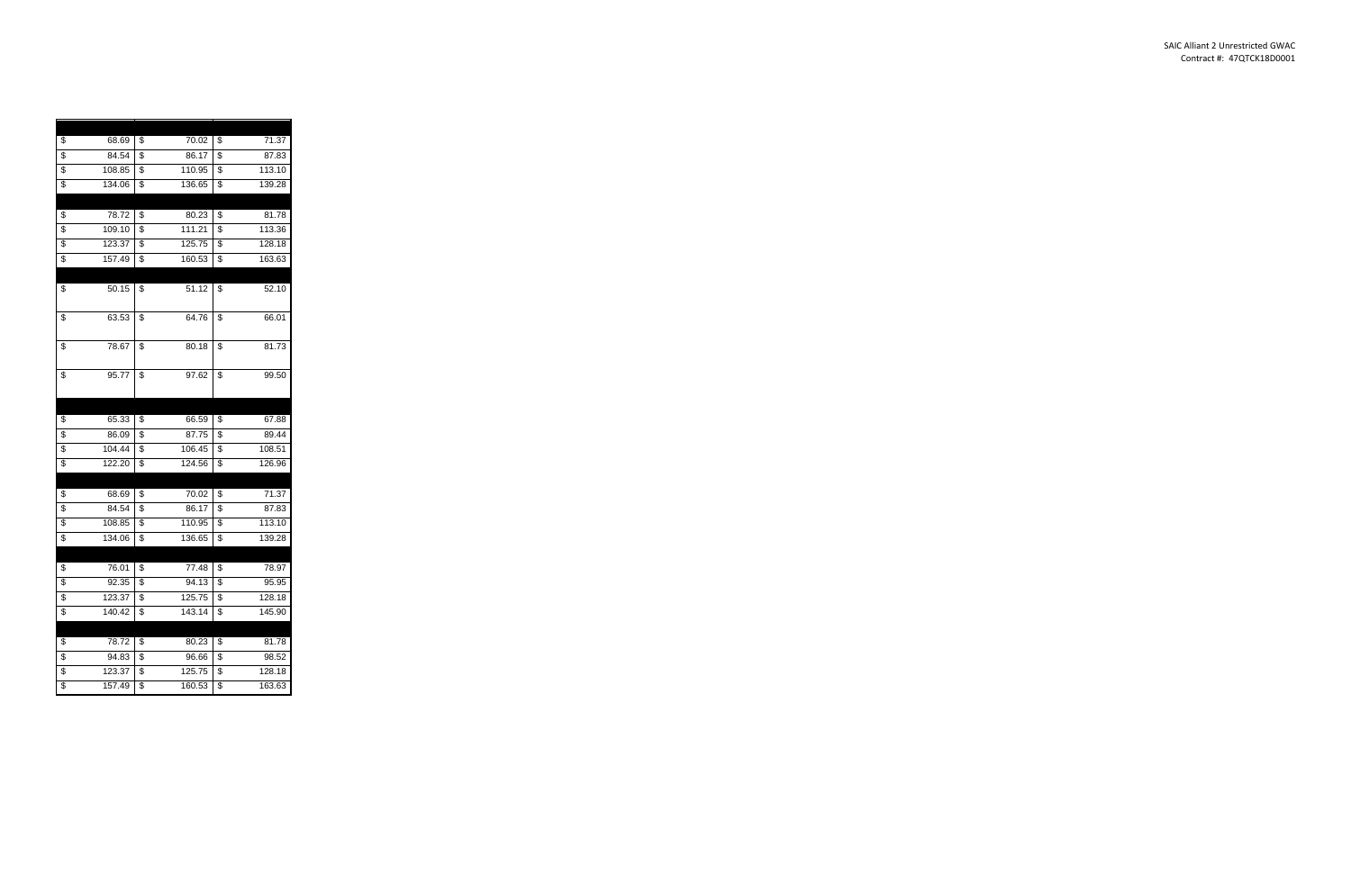| | | |
|---|---|---|
| | | |
| $ 68.69 | $ 70.02 | $ 71.37 |
| $ 84.54 | $ 86.17 | $ 87.83 |
| $ 108.85 | $ 110.95 | $ 113.10 |
| $ 134.06 | $ 136.65 | $ 139.28 |
| | | |
| $ 78.72 | $ 80.23 | $ 81.78 |
| $ 109.10 | $ 111.21 | $ 113.36 |
| $ 123.37 | $ 125.75 | $ 128.18 |
| $ 157.49 | $ 160.53 | $ 163.63 |
| | | |
| $ 50.15 | $ 51.12 | $ 52.10 |
| $ 63.53 | $ 64.76 | $ 66.01 |
| $ 78.67 | $ 80.18 | $ 81.73 |
| $ 95.77 | $ 97.62 | $ 99.50 |
| | | |
| $ 65.33 | $ 66.59 | $ 67.88 |
| $ 86.09 | $ 87.75 | $ 89.44 |
| $ 104.44 | $ 106.45 | $ 108.51 |
| $ 122.20 | $ 124.56 | $ 126.96 |
| | | |
| $ 68.69 | $ 70.02 | $ 71.37 |
| $ 84.54 | $ 86.17 | $ 87.83 |
| $ 108.85 | $ 110.95 | $ 113.10 |
| $ 134.06 | $ 136.65 | $ 139.28 |
| | | |
| $ 76.01 | $ 77.48 | $ 78.97 |
| $ 92.35 | $ 94.13 | $ 95.95 |
| $ 123.37 | $ 125.75 | $ 128.18 |
| $ 140.42 | $ 143.14 | $ 145.90 |
| | | |
| $ 78.72 | $ 80.23 | $ 81.78 |
| $ 94.83 | $ 96.66 | $ 98.52 |
| $ 123.37 | $ 125.75 | $ 128.18 |
| $ 157.49 | $ 160.53 | $ 163.63 |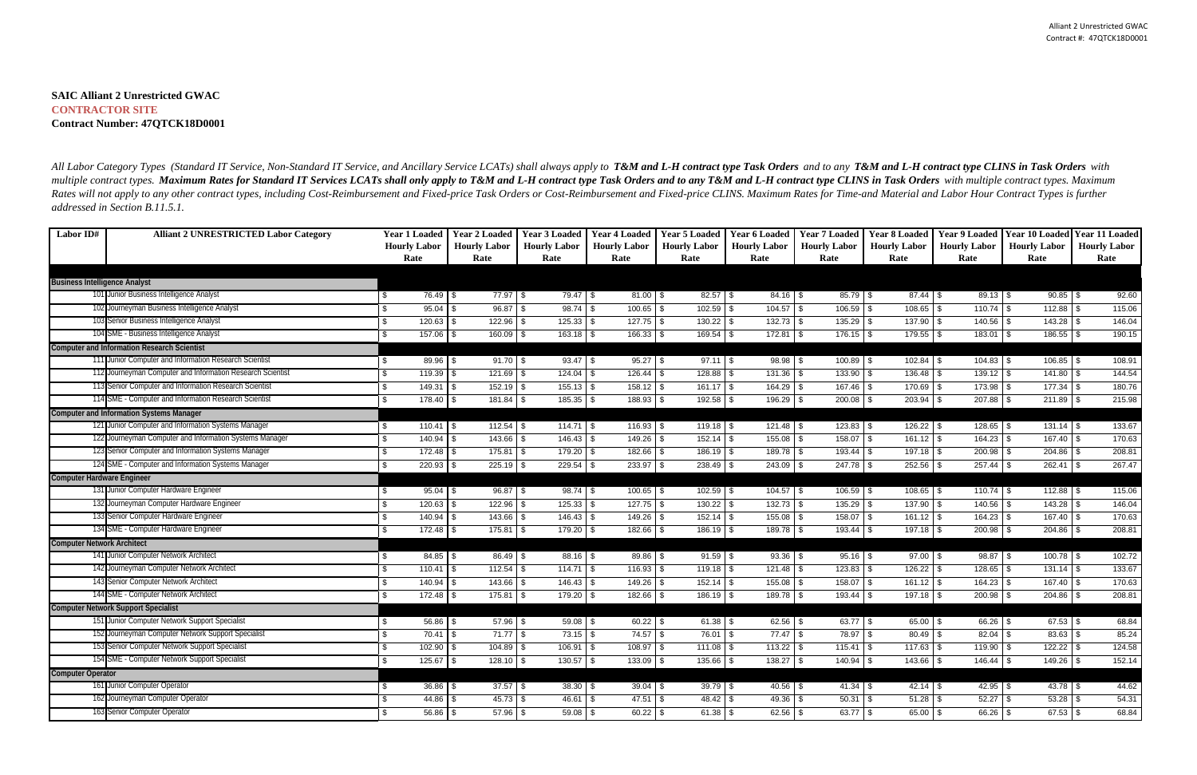**SAIC Alliant 2 Unrestricted GWAC**
**CONTRACTOR SITE**
**Contract Number: 47QTCK18D0001**

*All Labor Category Types (Standard IT Service, Non-Standard IT Service, and Ancillary Service LCATs) shall always apply to **T&M and L-H contract type Task Orders** and to any **T&M and L-H contract type CLINS in Task Orders** with multiple contract types. **Maximum Rates for Standard IT Services LCATs shall only apply to T&M and L-H contract type Task Orders and to any T&M and L-H contract type CLINS in Task Orders** with multiple contract types. Maximum Rates will not apply to any other contract types, including Cost-Reimbursement and Fixed-price Task Orders or Cost-Reimbursement and Fixed-price CLINS. Maximum Rates for Time-and Material and Labor Hour Contract Types is further addressed in Section B.11.5.1.*

| Labor ID# | Alliant 2 UNRESTRICTED Labor Category | Year 1 Loaded Hourly Labor Rate | Year 2 Loaded Hourly Labor Rate | Year 3 Loaded Hourly Labor Rate | Year 4 Loaded Hourly Labor Rate | Year 5 Loaded Hourly Labor Rate | Year 6 Loaded Hourly Labor Rate | Year 7 Loaded Hourly Labor Rate | Year 8 Loaded Hourly Labor Rate | Year 9 Loaded Hourly Labor Rate | Year 10 Loaded Hourly Labor Rate | Year 11 Loaded Hourly Labor Rate |
|---|---|---|---|---|---|---|---|---|---|---|---|---|
| **Business Intelligence Analyst** | | | | | | | | | | | | |
| 101 | Junior Business Intelligence Analyst | $ 76.49 | $ 77.97 | $ 79.47 | $ 81.00 | $ 82.57 | $ 84.16 | $ 85.79 | $ 87.44 | $ 89.13 | $ 90.85 | $ 92.60 |
| 102 | Journeyman Business Intelligence Analyst | $ 95.04 | $ 96.87 | $ 98.74 | $ 100.65 | $ 102.59 | $ 104.57 | $ 106.59 | $ 108.65 | $ 110.74 | $ 112.88 | $ 115.06 |
| 103 | Senior Business Intelligence Analyst | $ 120.63 | $ 122.96 | $ 125.33 | $ 127.75 | $ 130.22 | $ 132.73 | $ 135.29 | $ 137.90 | $ 140.56 | $ 143.28 | $ 146.04 |
| 104 | SME - Business Intelligence Analyst | $ 157.06 | $ 160.09 | $ 163.18 | $ 166.33 | $ 169.54 | $ 172.81 | $ 176.15 | $ 179.55 | $ 183.01 | $ 186.55 | $ 190.15 |
| **Computer and Information Research Scientist** | | | | | | | | | | | | |
| 111 | Junior Computer and Information Research Scientist | $ 89.96 | $ 91.70 | $ 93.47 | $ 95.27 | $ 97.11 | $ 98.98 | $ 100.89 | $ 102.84 | $ 104.83 | $ 106.85 | $ 108.91 |
| 112 | Journeyman Computer and Information Research Scientist | $ 119.39 | $ 121.69 | $ 124.04 | $ 126.44 | $ 128.88 | $ 131.36 | $ 133.90 | $ 136.48 | $ 139.12 | $ 141.80 | $ 144.54 |
| 113 | Senior Computer and Information Research Scientist | $ 149.31 | $ 152.19 | $ 155.13 | $ 158.12 | $ 161.17 | $ 164.29 | $ 167.46 | $ 170.69 | $ 173.98 | $ 177.34 | $ 180.76 |
| 114 | SME - Computer and Information Research Scientist | $ 178.40 | $ 181.84 | $ 185.35 | $ 188.93 | $ 192.58 | $ 196.29 | $ 200.08 | $ 203.94 | $ 207.88 | $ 211.89 | $ 215.98 |
| **Computer and Information Systems Manager** | | | | | | | | | | | | |
| 121 | Junior Computer and Information Systems Manager | $ 110.41 | $ 112.54 | $ 114.71 | $ 116.93 | $ 119.18 | $ 121.48 | $ 123.83 | $ 126.22 | $ 128.65 | $ 131.14 | $ 133.67 |
| 122 | Journeyman Computer and Information Systems Manager | $ 140.94 | $ 143.66 | $ 146.43 | $ 149.26 | $ 152.14 | $ 155.08 | $ 158.07 | $ 161.12 | $ 164.23 | $ 167.40 | $ 170.63 |
| 123 | Senior Computer and Information Systems Manager | $ 172.48 | $ 175.81 | $ 179.20 | $ 182.66 | $ 186.19 | $ 189.78 | $ 193.44 | $ 197.18 | $ 200.98 | $ 204.86 | $ 208.81 |
| 124 | SME - Computer and Information Systems Manager | $ 220.93 | $ 225.19 | $ 229.54 | $ 233.97 | $ 238.49 | $ 243.09 | $ 247.78 | $ 252.56 | $ 257.44 | $ 262.41 | $ 267.47 |
| **Computer Hardware Engineer** | | | | | | | | | | | | |
| 131 | Junior Computer Hardware Engineer | $ 95.04 | $ 96.87 | $ 98.74 | $ 100.65 | $ 102.59 | $ 104.57 | $ 106.59 | $ 108.65 | $ 110.74 | $ 112.88 | $ 115.06 |
| 132 | Journeyman Computer Hardware Engineer | $ 120.63 | $ 122.96 | $ 125.33 | $ 127.75 | $ 130.22 | $ 132.73 | $ 135.29 | $ 137.90 | $ 140.56 | $ 143.28 | $ 146.04 |
| 133 | Senior Computer Hardware Engineer | $ 140.94 | $ 143.66 | $ 146.43 | $ 149.26 | $ 152.14 | $ 155.08 | $ 158.07 | $ 161.12 | $ 164.23 | $ 167.40 | $ 170.63 |
| 134 | SME - Computer Hardware Engineer | $ 172.48 | $ 175.81 | $ 179.20 | $ 182.66 | $ 186.19 | $ 189.78 | $ 193.44 | $ 197.18 | $ 200.98 | $ 204.86 | $ 208.81 |
| **Computer Network Architect** | | | | | | | | | | | | |
| 141 | Junior Computer Network Architect | $ 84.85 | $ 86.49 | $ 88.16 | $ 89.86 | $ 91.59 | $ 93.36 | $ 95.16 | $ 97.00 | $ 98.87 | $ 100.78 | $ 102.72 |
| 142 | Journeyman Computer Network Architect | $ 110.41 | $ 112.54 | $ 114.71 | $ 116.93 | $ 119.18 | $ 121.48 | $ 123.83 | $ 126.22 | $ 128.65 | $ 131.14 | $ 133.67 |
| 143 | Senior Computer Network Architect | $ 140.94 | $ 143.66 | $ 146.43 | $ 149.26 | $ 152.14 | $ 155.08 | $ 158.07 | $ 161.12 | $ 164.23 | $ 167.40 | $ 170.63 |
| 144 | SME - Computer Network Architect | $ 172.48 | $ 175.81 | $ 179.20 | $ 182.66 | $ 186.19 | $ 189.78 | $ 193.44 | $ 197.18 | $ 200.98 | $ 204.86 | $ 208.81 |
| **Computer Network Support Specialist** | | | | | | | | | | | | |
| 151 | Junior Computer Network Support Specialist | $ 56.86 | $ 57.96 | $ 59.08 | $ 60.22 | $ 61.38 | $ 62.56 | $ 63.77 | $ 65.00 | $ 66.26 | $ 67.53 | $ 68.84 |
| 152 | Journeyman Computer Network Support Specialist | $ 70.41 | $ 71.77 | $ 73.15 | $ 74.57 | $ 76.01 | $ 77.47 | $ 78.97 | $ 80.49 | $ 82.04 | $ 83.63 | $ 85.24 |
| 153 | Senior Computer Network Support Specialist | $ 102.90 | $ 104.89 | $ 106.91 | $ 108.97 | $ 111.08 | $ 113.22 | $ 115.41 | $ 117.63 | $ 119.90 | $ 122.22 | $ 124.58 |
| 154 | SME - Computer Network Support Specialist | $ 125.67 | $ 128.10 | $ 130.57 | $ 133.09 | $ 135.66 | $ 138.27 | $ 140.94 | $ 143.66 | $ 146.44 | $ 149.26 | $ 152.14 |
| **Computer Operator** | | | | | | | | | | | | |
| 161 | Junior Computer Operator | $ 36.86 | $ 37.57 | $ 38.30 | $ 39.04 | $ 39.79 | $ 40.56 | $ 41.34 | $ 42.14 | $ 42.95 | $ 43.78 | $ 44.62 |
| 162 | Journeyman Computer Operator | $ 44.86 | $ 45.73 | $ 46.61 | $ 47.51 | $ 48.42 | $ 49.36 | $ 50.31 | $ 51.28 | $ 52.27 | $ 53.28 | $ 54.31 |
| 163 | Senior Computer Operator | $ 56.86 | $ 57.96 | $ 59.08 | $ 60.22 | $ 61.38 | $ 62.56 | $ 63.77 | $ 65.00 | $ 66.26 | $ 67.53 | $ 68.84 |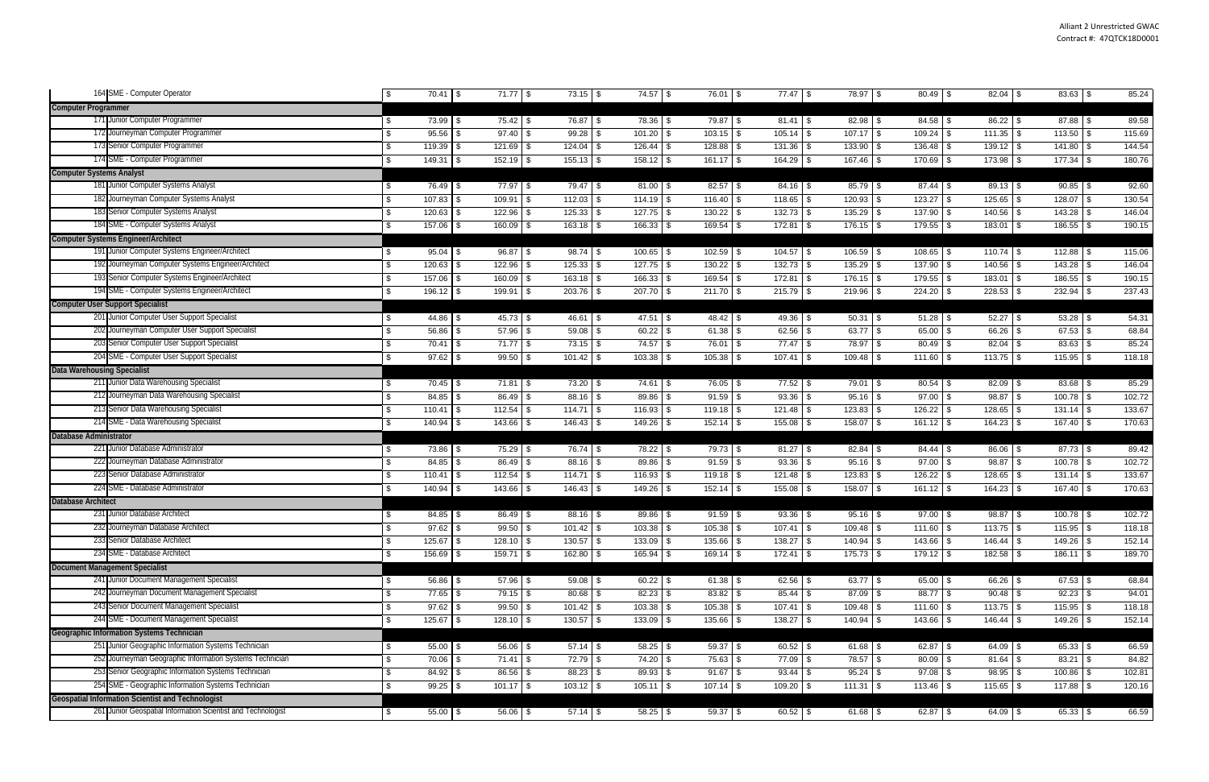| | | | | | | | | | | | |
|---|---|---|---|---|---|---|---|---|---|---|---|
| 164 | SME - Computer Operator | $ 70.41 | $ 71.77 | $ 73.15 | $ 74.57 | $ 76.01 | $ 77.47 | $ 78.97 | $ 80.49 | $ 82.04 | $ 83.63 | $ 85.24 |
| **Computer Programmer** | | | | | | | | | | | | |
| 171 | Junior Computer Programmer | $ 73.99 | $ 75.42 | $ 76.87 | $ 78.36 | $ 79.87 | $ 81.41 | $ 82.98 | $ 84.58 | $ 86.22 | $ 87.88 | $ 89.58 |
| 172 | Journeyman Computer Programmer | $ 95.56 | $ 97.40 | $ 99.28 | $ 101.20 | $ 103.15 | $ 105.14 | $ 107.17 | $ 109.24 | $ 111.35 | $ 113.50 | $ 115.69 |
| 173 | Senior Computer Programmer | $ 119.39 | $ 121.69 | $ 124.04 | $ 126.44 | $ 128.88 | $ 131.36 | $ 133.90 | $ 136.48 | $ 139.12 | $ 141.80 | $ 144.54 |
| 174 | SME - Computer Programmer | $ 149.31 | $ 152.19 | $ 155.13 | $ 158.12 | $ 161.17 | $ 164.29 | $ 167.46 | $ 170.69 | $ 173.98 | $ 177.34 | $ 180.76 |
| **Computer Systems Analyst** | | | | | | | | | | | | |
| 181 | Junior Computer Systems Analyst | $ 76.49 | $ 77.97 | $ 79.47 | $ 81.00 | $ 82.57 | $ 84.16 | $ 85.79 | $ 87.44 | $ 89.13 | $ 90.85 | $ 92.60 |
| 182 | Journeyman Computer Systems Analyst | $ 107.83 | $ 109.91 | $ 112.03 | $ 114.19 | $ 116.40 | $ 118.65 | $ 120.93 | $ 123.27 | $ 125.65 | $ 128.07 | $ 130.54 |
| 183 | Senior Computer Systems Analyst | $ 120.63 | $ 122.96 | $ 125.33 | $ 127.75 | $ 130.22 | $ 132.73 | $ 135.29 | $ 137.90 | $ 140.56 | $ 143.28 | $ 146.04 |
| 184 | SME - Computer Systems Analyst | $ 157.06 | $ 160.09 | $ 163.18 | $ 166.33 | $ 169.54 | $ 172.81 | $ 176.15 | $ 179.55 | $ 183.01 | $ 186.55 | $ 190.15 |
| **Computer Systems Engineer/Architect** | | | | | | | | | | | | |
| 191 | Junior Computer Systems Engineer/Architect | $ 95.04 | $ 96.87 | $ 98.74 | $ 100.65 | $ 102.59 | $ 104.57 | $ 106.59 | $ 108.65 | $ 110.74 | $ 112.88 | $ 115.06 |
| 192 | Journeyman Computer Systems Engineer/Architect | $ 120.63 | $ 122.96 | $ 125.33 | $ 127.75 | $ 130.22 | $ 132.73 | $ 135.29 | $ 137.90 | $ 140.56 | $ 143.28 | $ 146.04 |
| 193 | Senior Computer Systems Engineer/Architect | $ 157.06 | $ 160.09 | $ 163.18 | $ 166.33 | $ 169.54 | $ 172.81 | $ 176.15 | $ 179.55 | $ 183.01 | $ 186.55 | $ 190.15 |
| 194 | SME - Computer Systems Engineer/Architect | $ 196.12 | $ 199.91 | $ 203.76 | $ 207.70 | $ 211.70 | $ 215.79 | $ 219.96 | $ 224.20 | $ 228.53 | $ 232.94 | $ 237.43 |
| **Computer User Support Specialist** | | | | | | | | | | | | |
| 201 | Junior Computer User Support Specialist | $ 44.86 | $ 45.73 | $ 46.61 | $ 47.51 | $ 48.42 | $ 49.36 | $ 50.31 | $ 51.28 | $ 52.27 | $ 53.28 | $ 54.31 |
| 202 | Journeyman Computer User Support Specialist | $ 56.86 | $ 57.96 | $ 59.08 | $ 60.22 | $ 61.38 | $ 62.56 | $ 63.77 | $ 65.00 | $ 66.26 | $ 67.53 | $ 68.84 |
| 203 | Senior Computer User Support Specialist | $ 70.41 | $ 71.77 | $ 73.15 | $ 74.57 | $ 76.01 | $ 77.47 | $ 78.97 | $ 80.49 | $ 82.04 | $ 83.63 | $ 85.24 |
| 204 | SME - Computer User Support Specialist | $ 97.62 | $ 99.50 | $ 101.42 | $ 103.38 | $ 105.38 | $ 107.41 | $ 109.48 | $ 111.60 | $ 113.75 | $ 115.95 | $ 118.18 |
| **Data Warehousing Specialist** | | | | | | | | | | | | |
| 211 | Junior Data Warehousing Specialist | $ 70.45 | $ 71.81 | $ 73.20 | $ 74.61 | $ 76.05 | $ 77.52 | $ 79.01 | $ 80.54 | $ 82.09 | $ 83.68 | $ 85.29 |
| 212 | Journeyman Data Warehousing Specialist | $ 84.85 | $ 86.49 | $ 88.16 | $ 89.86 | $ 91.59 | $ 93.36 | $ 95.16 | $ 97.00 | $ 98.87 | $ 100.78 | $ 102.72 |
| 213 | Senior Data Warehousing Specialist | $ 110.41 | $ 112.54 | $ 114.71 | $ 116.93 | $ 119.18 | $ 121.48 | $ 123.83 | $ 126.22 | $ 128.65 | $ 131.14 | $ 133.67 |
| 214 | SME - Data Warehousing Specialist | $ 140.94 | $ 143.66 | $ 146.43 | $ 149.26 | $ 152.14 | $ 155.08 | $ 158.07 | $ 161.12 | $ 164.23 | $ 167.40 | $ 170.63 |
| **Database Administrator** | | | | | | | | | | | | |
| 221 | Junior Database Administrator | $ 73.86 | $ 75.29 | $ 76.74 | $ 78.22 | $ 79.73 | $ 81.27 | $ 82.84 | $ 84.44 | $ 86.06 | $ 87.73 | $ 89.42 |
| 222 | Journeyman Database Administrator | $ 84.85 | $ 86.49 | $ 88.16 | $ 89.86 | $ 91.59 | $ 93.36 | $ 95.16 | $ 97.00 | $ 98.87 | $ 100.78 | $ 102.72 |
| 223 | Senior Database Administrator | $ 110.41 | $ 112.54 | $ 114.71 | $ 116.93 | $ 119.18 | $ 121.48 | $ 123.83 | $ 126.22 | $ 128.65 | $ 131.14 | $ 133.67 |
| 224 | SME - Database Administrator | $ 140.94 | $ 143.66 | $ 146.43 | $ 149.26 | $ 152.14 | $ 155.08 | $ 158.07 | $ 161.12 | $ 164.23 | $ 167.40 | $ 170.63 |
| **Database Architect** | | | | | | | | | | | | |
| 231 | Junior Database Architect | $ 84.85 | $ 86.49 | $ 88.16 | $ 89.86 | $ 91.59 | $ 93.36 | $ 95.16 | $ 97.00 | $ 98.87 | $ 100.78 | $ 102.72 |
| 232 | Journeyman Database Architect | $ 97.62 | $ 99.50 | $ 101.42 | $ 103.38 | $ 105.38 | $ 107.41 | $ 109.48 | $ 111.60 | $ 113.75 | $ 115.95 | $ 118.18 |
| 233 | Senior Database Architect | $ 125.67 | $ 128.10 | $ 130.57 | $ 133.09 | $ 135.66 | $ 138.27 | $ 140.94 | $ 143.66 | $ 146.44 | $ 149.26 | $ 152.14 |
| 234 | SME - Database Architect | $ 156.69 | $ 159.71 | $ 162.80 | $ 165.94 | $ 169.14 | $ 172.41 | $ 175.73 | $ 179.12 | $ 182.58 | $ 186.11 | $ 189.70 |
| **Document Management Specialist** | | | | | | | | | | | | |
| 241 | Junior Document Management Specialist | $ 56.86 | $ 57.96 | $ 59.08 | $ 60.22 | $ 61.38 | $ 62.56 | $ 63.77 | $ 65.00 | $ 66.26 | $ 67.53 | $ 68.84 |
| 242 | Journeyman Document Management Specialist | $ 77.65 | $ 79.15 | $ 80.68 | $ 82.23 | $ 83.82 | $ 85.44 | $ 87.09 | $ 88.77 | $ 90.48 | $ 92.23 | $ 94.01 |
| 243 | Senior Document Management Specialist | $ 97.62 | $ 99.50 | $ 101.42 | $ 103.38 | $ 105.38 | $ 107.41 | $ 109.48 | $ 111.60 | $ 113.75 | $ 115.95 | $ 118.18 |
| 244 | SME - Document Management Specialist | $ 125.67 | $ 128.10 | $ 130.57 | $ 133.09 | $ 135.66 | $ 138.27 | $ 140.94 | $ 143.66 | $ 146.44 | $ 149.26 | $ 152.14 |
| **Geographic Information Systems Technician** | | | | | | | | | | | | |
| 251 | Junior Geographic Information Systems Technician | $ 55.00 | $ 56.06 | $ 57.14 | $ 58.25 | $ 59.37 | $ 60.52 | $ 61.68 | $ 62.87 | $ 64.09 | $ 65.33 | $ 66.59 |
| 252 | Journeyman Geographic Information Systems Technician | $ 70.06 | $ 71.41 | $ 72.79 | $ 74.20 | $ 75.63 | $ 77.09 | $ 78.57 | $ 80.09 | $ 81.64 | $ 83.21 | $ 84.82 |
| 253 | Senior Geographic Information Systems Technician | $ 84.92 | $ 86.56 | $ 88.23 | $ 89.93 | $ 91.67 | $ 93.44 | $ 95.24 | $ 97.08 | $ 98.95 | $ 100.86 | $ 102.81 |
| 254 | SME - Geographic Information Systems Technician | $ 99.25 | $ 101.17 | $ 103.12 | $ 105.11 | $ 107.14 | $ 109.20 | $ 111.31 | $ 113.46 | $ 115.65 | $ 117.88 | $ 120.16 |
| **Geospatial Information Scientist and Technologist** | | | | | | | | | | | | |
| 261 | Junior Geospatial Information Scientist and Technologist | $ 55.00 | $ 56.06 | $ 57.14 | $ 58.25 | $ 59.37 | $ 60.52 | $ 61.68 | $ 62.87 | $ 64.09 | $ 65.33 | $ 66.59 |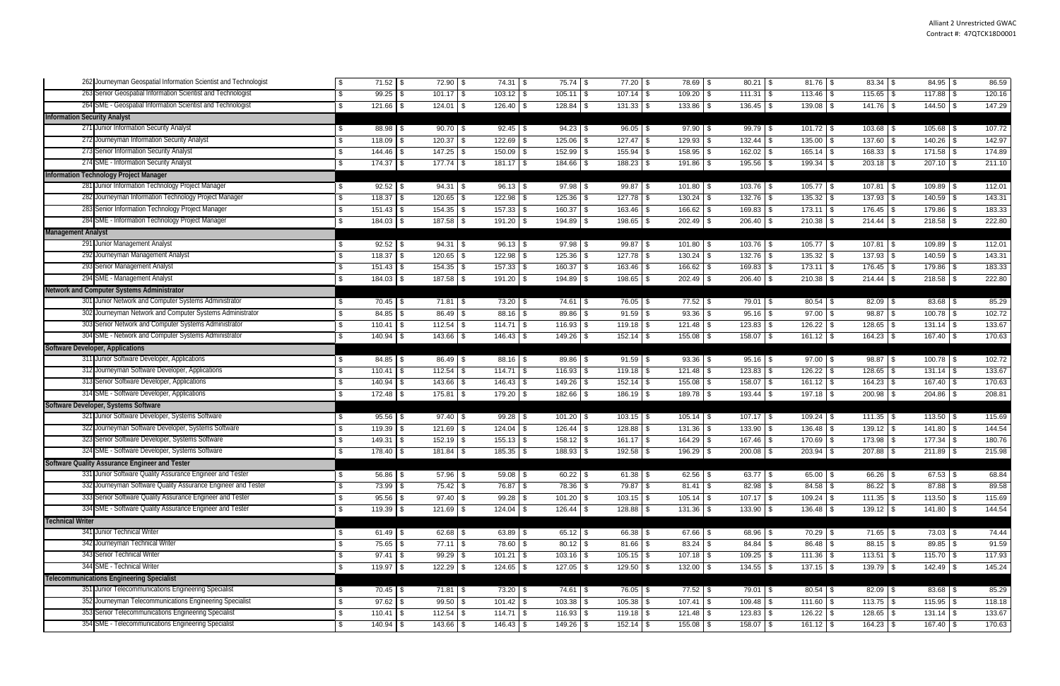| | | | | | | | | | | | |
|---|---|---|---|---|---|---|---|---|---|---|---|
| 262 | Journeyman Geospatial Information Scientist and Technologist | $ 71.52 | $ 72.90 | $ 74.31 | $ 75.74 | $ 77.20 | $ 78.69 | $ 80.21 | $ 81.76 | $ 83.34 | $ 84.95 | $ 86.59 |
| 263 | Senior Geospatial Information Scientist and Technologist | $ 99.25 | $ 101.17 | $ 103.12 | $ 105.11 | $ 107.14 | $ 109.20 | $ 111.31 | $ 113.46 | $ 115.65 | $ 117.88 | $ 120.16 |
| 264 | SME - Geospatial Information Scientist and Technologist | $ 121.66 | $ 124.01 | $ 126.40 | $ 128.84 | $ 131.33 | $ 133.86 | $ 136.45 | $ 139.08 | $ 141.76 | $ 144.50 | $ 147.29 |
| **Information Security Analyst** | | | | | | | | | | | | |
| 271 | Junior Information Security Analyst | $ 88.98 | $ 90.70 | $ 92.45 | $ 94.23 | $ 96.05 | $ 97.90 | $ 99.79 | $ 101.72 | $ 103.68 | $ 105.68 | $ 107.72 |
| 272 | Journeyman Information Security Analyst | $ 118.09 | $ 120.37 | $ 122.69 | $ 125.06 | $ 127.47 | $ 129.93 | $ 132.44 | $ 135.00 | $ 137.60 | $ 140.26 | $ 142.97 |
| 273 | Senior Information Security Analyst | $ 144.46 | $ 147.25 | $ 150.09 | $ 152.99 | $ 155.94 | $ 158.95 | $ 162.02 | $ 165.14 | $ 168.33 | $ 171.58 | $ 174.89 |
| 274 | SME - Information Security Analyst | $ 174.37 | $ 177.74 | $ 181.17 | $ 184.66 | $ 188.23 | $ 191.86 | $ 195.56 | $ 199.34 | $ 203.18 | $ 207.10 | $ 211.10 |
| **Information Technology Project Manager** | | | | | | | | | | | | |
| 281 | Junior Information Technology Project Manager | $ 92.52 | $ 94.31 | $ 96.13 | $ 97.98 | $ 99.87 | $ 101.80 | $ 103.76 | $ 105.77 | $ 107.81 | $ 109.89 | $ 112.01 |
| 282 | Journeyman Information Technology Project Manager | $ 118.37 | $ 120.65 | $ 122.98 | $ 125.36 | $ 127.78 | $ 130.24 | $ 132.76 | $ 135.32 | $ 137.93 | $ 140.59 | $ 143.31 |
| 283 | Senior Information Technology Project Manager | $ 151.43 | $ 154.35 | $ 157.33 | $ 160.37 | $ 163.46 | $ 166.62 | $ 169.83 | $ 173.11 | $ 176.45 | $ 179.86 | $ 183.33 |
| 284 | SME - Information Technology Project Manager | $ 184.03 | $ 187.58 | $ 191.20 | $ 194.89 | $ 198.65 | $ 202.49 | $ 206.40 | $ 210.38 | $ 214.44 | $ 218.58 | $ 222.80 |
| **Management Analyst** | | | | | | | | | | | | |
| 291 | Junior Management Analyst | $ 92.52 | $ 94.31 | $ 96.13 | $ 97.98 | $ 99.87 | $ 101.80 | $ 103.76 | $ 105.77 | $ 107.81 | $ 109.89 | $ 112.01 |
| 292 | Journeyman Management Analyst | $ 118.37 | $ 120.65 | $ 122.98 | $ 125.36 | $ 127.78 | $ 130.24 | $ 132.76 | $ 135.32 | $ 137.93 | $ 140.59 | $ 143.31 |
| 293 | Senior Management Analyst | $ 151.43 | $ 154.35 | $ 157.33 | $ 160.37 | $ 163.46 | $ 166.62 | $ 169.83 | $ 173.11 | $ 176.45 | $ 179.86 | $ 183.33 |
| 294 | SME - Management Analyst | $ 184.03 | $ 187.58 | $ 191.20 | $ 194.89 | $ 198.65 | $ 202.49 | $ 206.40 | $ 210.38 | $ 214.44 | $ 218.58 | $ 222.80 |
| **Network and Computer Systems Administrator** | | | | | | | | | | | | |
| 301 | Junior Network and Computer Systems Administrator | $ 70.45 | $ 71.81 | $ 73.20 | $ 74.61 | $ 76.05 | $ 77.52 | $ 79.01 | $ 80.54 | $ 82.09 | $ 83.68 | $ 85.29 |
| 302 | Journeyman Network and Computer Systems Administrator | $ 84.85 | $ 86.49 | $ 88.16 | $ 89.86 | $ 91.59 | $ 93.36 | $ 95.16 | $ 97.00 | $ 98.87 | $ 100.78 | $ 102.72 |
| 303 | Senior Network and Computer Systems Administrator | $ 110.41 | $ 112.54 | $ 114.71 | $ 116.93 | $ 119.18 | $ 121.48 | $ 123.83 | $ 126.22 | $ 128.65 | $ 131.14 | $ 133.67 |
| 304 | SME - Network and Computer Systems Administrator | $ 140.94 | $ 143.66 | $ 146.43 | $ 149.26 | $ 152.14 | $ 155.08 | $ 158.07 | $ 161.12 | $ 164.23 | $ 167.40 | $ 170.63 |
| **Software Developer, Applications** | | | | | | | | | | | | |
| 311 | Junior Software Developer, Applications | $ 84.85 | $ 86.49 | $ 88.16 | $ 89.86 | $ 91.59 | $ 93.36 | $ 95.16 | $ 97.00 | $ 98.87 | $ 100.78 | $ 102.72 |
| 312 | Journeyman Software Developer, Applications | $ 110.41 | $ 112.54 | $ 114.71 | $ 116.93 | $ 119.18 | $ 121.48 | $ 123.83 | $ 126.22 | $ 128.65 | $ 131.14 | $ 133.67 |
| 313 | Senior Software Developer, Applications | $ 140.94 | $ 143.66 | $ 146.43 | $ 149.26 | $ 152.14 | $ 155.08 | $ 158.07 | $ 161.12 | $ 164.23 | $ 167.40 | $ 170.63 |
| 314 | SME - Software Developer, Applications | $ 172.48 | $ 175.81 | $ 179.20 | $ 182.66 | $ 186.19 | $ 189.78 | $ 193.44 | $ 197.18 | $ 200.98 | $ 204.86 | $ 208.81 |
| **Software Developer, Systems Software** | | | | | | | | | | | | |
| 321 | Junior Software Developer, Systems Software | $ 95.56 | $ 97.40 | $ 99.28 | $ 101.20 | $ 103.15 | $ 105.14 | $ 107.17 | $ 109.24 | $ 111.35 | $ 113.50 | $ 115.69 |
| 322 | Journeyman Software Developer, Systems Software | $ 119.39 | $ 121.69 | $ 124.04 | $ 126.44 | $ 128.88 | $ 131.36 | $ 133.90 | $ 136.48 | $ 139.12 | $ 141.80 | $ 144.54 |
| 323 | Senior Software Developer, Systems Software | $ 149.31 | $ 152.19 | $ 155.13 | $ 158.12 | $ 161.17 | $ 164.29 | $ 167.46 | $ 170.69 | $ 173.98 | $ 177.34 | $ 180.76 |
| 324 | SME - Software Developer, Systems Software | $ 178.40 | $ 181.84 | $ 185.35 | $ 188.93 | $ 192.58 | $ 196.29 | $ 200.08 | $ 203.94 | $ 207.88 | $ 211.89 | $ 215.98 |
| **Software Quality Assurance Engineer and Tester** | | | | | | | | | | | | |
| 331 | Junior Software Quality Assurance Engineer and Tester | $ 56.86 | $ 57.96 | $ 59.08 | $ 60.22 | $ 61.38 | $ 62.56 | $ 63.77 | $ 65.00 | $ 66.26 | $ 67.53 | $ 68.84 |
| 332 | Journeyman Software Quality Assurance Engineer and Tester | $ 73.99 | $ 75.42 | $ 76.87 | $ 78.36 | $ 79.87 | $ 81.41 | $ 82.98 | $ 84.58 | $ 86.22 | $ 87.88 | $ 89.58 |
| 333 | Senior Software Quality Assurance Engineer and Tester | $ 95.56 | $ 97.40 | $ 99.28 | $ 101.20 | $ 103.15 | $ 105.14 | $ 107.17 | $ 109.24 | $ 111.35 | $ 113.50 | $ 115.69 |
| 334 | SME - Software Quality Assurance Engineer and Tester | $ 119.39 | $ 121.69 | $ 124.04 | $ 126.44 | $ 128.88 | $ 131.36 | $ 133.90 | $ 136.48 | $ 139.12 | $ 141.80 | $ 144.54 |
| **Technical Writer** | | | | | | | | | | | | |
| 341 | Junior Technical Writer | $ 61.49 | $ 62.68 | $ 63.89 | $ 65.12 | $ 66.38 | $ 67.66 | $ 68.96 | $ 70.29 | $ 71.65 | $ 73.03 | $ 74.44 |
| 342 | Journeyman Technical Writer | $ 75.65 | $ 77.11 | $ 78.60 | $ 80.12 | $ 81.66 | $ 83.24 | $ 84.84 | $ 86.48 | $ 88.15 | $ 89.85 | $ 91.59 |
| 343 | Senior Technical Writer | $ 97.41 | $ 99.29 | $ 101.21 | $ 103.16 | $ 105.15 | $ 107.18 | $ 109.25 | $ 111.36 | $ 113.51 | $ 115.70 | $ 117.93 |
| 344 | SME - Technical Writer | $ 119.97 | $ 122.29 | $ 124.65 | $ 127.05 | $ 129.50 | $ 132.00 | $ 134.55 | $ 137.15 | $ 139.79 | $ 142.49 | $ 145.24 |
| **Telecommunications Engineering Specialist** | | | | | | | | | | | | |
| 351 | Junior Telecommunications Engineering Specialist | $ 70.45 | $ 71.81 | $ 73.20 | $ 74.61 | $ 76.05 | $ 77.52 | $ 79.01 | $ 80.54 | $ 82.09 | $ 83.68 | $ 85.29 |
| 352 | Journeyman Telecommunications Engineering Specialist | $ 97.62 | $ 99.50 | $ 101.42 | $ 103.38 | $ 105.38 | $ 107.41 | $ 109.48 | $ 111.60 | $ 113.75 | $ 115.95 | $ 118.18 |
| 353 | Senior Telecommunications Engineering Specialist | $ 110.41 | $ 112.54 | $ 114.71 | $ 116.93 | $ 119.18 | $ 121.48 | $ 123.83 | $ 126.22 | $ 128.65 | $ 131.14 | $ 133.67 |
| 354 | SME - Telecommunications Engineering Specialist | $ 140.94 | $ 143.66 | $ 146.43 | $ 149.26 | $ 152.14 | $ 155.08 | $ 158.07 | $ 161.12 | $ 164.23 | $ 167.40 | $ 170.63 |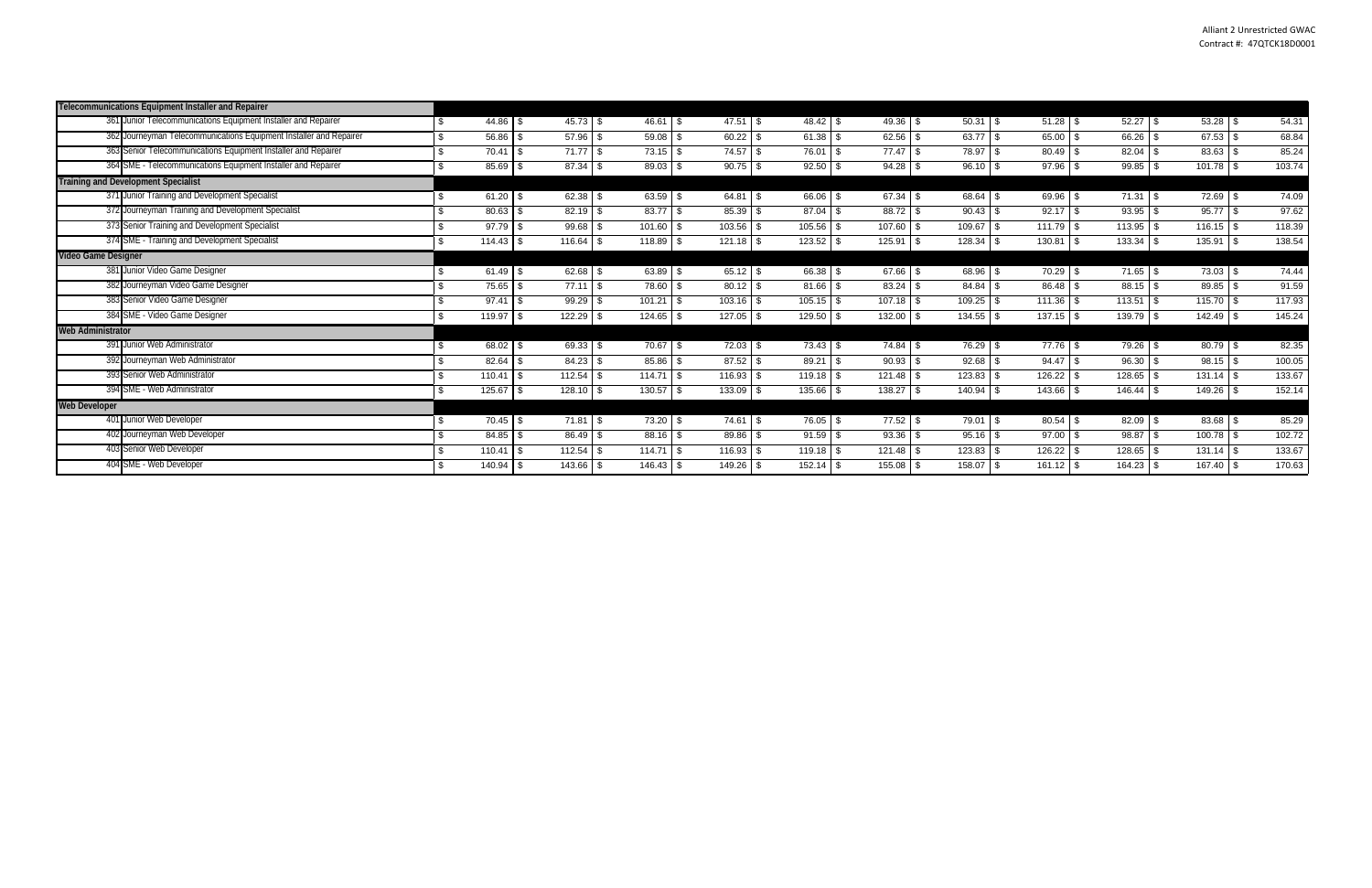Alliant 2 Unrestricted GWAC
Contract #: 47QTCK18D0001

| Labor Category | | | | | | | | | | |
|---|---|---|---|---|---|---|---|---|---|---|
| **Telecommunications Equipment Installer and Repairer** | | | | | | | | | | |
| 361 Junior Telecommunications Equipment Installer and Repairer | $ 44.86 | $ 45.73 | $ 46.61 | $ 47.51 | $ 48.42 | $ 49.36 | $ 50.31 | $ 51.28 | $ 52.27 | $ 53.28 | $ 54.31 |
| 362 Journeyman Telecommunications Equipment Installer and Repairer | $ 56.86 | $ 57.96 | $ 59.08 | $ 60.22 | $ 61.38 | $ 62.56 | $ 63.77 | $ 65.00 | $ 66.26 | $ 67.53 | $ 68.84 |
| 363 Senior Telecommunications Equipment Installer and Repairer | $ 70.41 | $ 71.77 | $ 73.15 | $ 74.57 | $ 76.01 | $ 77.47 | $ 78.97 | $ 80.49 | $ 82.04 | $ 83.63 | $ 85.24 |
| 364 SME - Telecommunications Equipment Installer and Repairer | $ 85.69 | $ 87.34 | $ 89.03 | $ 90.75 | $ 92.50 | $ 94.28 | $ 96.10 | $ 97.96 | $ 99.85 | $ 101.78 | $ 103.74 |
| **Training and Development Specialist** | | | | | | | | | | | |
| 371 Junior Training and Development Specialist | $ 61.20 | $ 62.38 | $ 63.59 | $ 64.81 | $ 66.06 | $ 67.34 | $ 68.64 | $ 69.96 | $ 71.31 | $ 72.69 | $ 74.09 |
| 372 Journeyman Training and Development Specialist | $ 80.63 | $ 82.19 | $ 83.77 | $ 85.39 | $ 87.04 | $ 88.72 | $ 90.43 | $ 92.17 | $ 93.95 | $ 95.77 | $ 97.62 |
| 373 Senior Training and Development Specialist | $ 97.79 | $ 99.68 | $ 101.60 | $ 103.56 | $ 105.56 | $ 107.60 | $ 109.67 | $ 111.79 | $ 113.95 | $ 116.15 | $ 118.39 |
| 374 SME - Training and Development Specialist | $ 114.43 | $ 116.64 | $ 118.89 | $ 121.18 | $ 123.52 | $ 125.91 | $ 128.34 | $ 130.81 | $ 133.34 | $ 135.91 | $ 138.54 |
| **Video Game Designer** | | | | | | | | | | | |
| 381 Junior Video Game Designer | $ 61.49 | $ 62.68 | $ 63.89 | $ 65.12 | $ 66.38 | $ 67.66 | $ 68.96 | $ 70.29 | $ 71.65 | $ 73.03 | $ 74.44 |
| 382 Journeyman Video Game Designer | $ 75.65 | $ 77.11 | $ 78.60 | $ 80.12 | $ 81.66 | $ 83.24 | $ 84.84 | $ 86.48 | $ 88.15 | $ 89.85 | $ 91.59 |
| 383 Senior Video Game Designer | $ 97.41 | $ 99.29 | $ 101.21 | $ 103.16 | $ 105.15 | $ 107.18 | $ 109.25 | $ 111.36 | $ 113.51 | $ 115.70 | $ 117.93 |
| 384 SME - Video Game Designer | $ 119.97 | $ 122.29 | $ 124.65 | $ 127.05 | $ 129.50 | $ 132.00 | $ 134.55 | $ 137.15 | $ 139.79 | $ 142.49 | $ 145.24 |
| **Web Administrator** | | | | | | | | | | | |
| 391 Junior Web Administrator | $ 68.02 | $ 69.33 | $ 70.67 | $ 72.03 | $ 73.43 | $ 74.84 | $ 76.29 | $ 77.76 | $ 79.26 | $ 80.79 | $ 82.35 |
| 392 Journeyman Web Administrator | $ 82.64 | $ 84.23 | $ 85.86 | $ 87.52 | $ 89.21 | $ 90.93 | $ 92.68 | $ 94.47 | $ 96.30 | $ 98.15 | $ 100.05 |
| 393 Senior Web Administrator | $ 110.41 | $ 112.54 | $ 114.71 | $ 116.93 | $ 119.18 | $ 121.48 | $ 123.83 | $ 126.22 | $ 128.65 | $ 131.14 | $ 133.67 |
| 394 SME - Web Administrator | $ 125.67 | $ 128.10 | $ 130.57 | $ 133.09 | $ 135.66 | $ 138.27 | $ 140.94 | $ 143.66 | $ 146.44 | $ 149.26 | $ 152.14 |
| **Web Developer** | | | | | | | | | | | |
| 401 Junior Web Developer | $ 70.45 | $ 71.81 | $ 73.20 | $ 74.61 | $ 76.05 | $ 77.52 | $ 79.01 | $ 80.54 | $ 82.09 | $ 83.68 | $ 85.29 |
| 402 Journeyman Web Developer | $ 84.85 | $ 86.49 | $ 88.16 | $ 89.86 | $ 91.59 | $ 93.36 | $ 95.16 | $ 97.00 | $ 98.87 | $ 100.78 | $ 102.72 |
| 403 Senior Web Developer | $ 110.41 | $ 112.54 | $ 114.71 | $ 116.93 | $ 119.18 | $ 121.48 | $ 123.83 | $ 126.22 | $ 128.65 | $ 131.14 | $ 133.67 |
| 404 SME - Web Developer | $ 140.94 | $ 143.66 | $ 146.43 | $ 149.26 | $ 152.14 | $ 155.08 | $ 158.07 | $ 161.12 | $ 164.23 | $ 167.40 | $ 170.63 |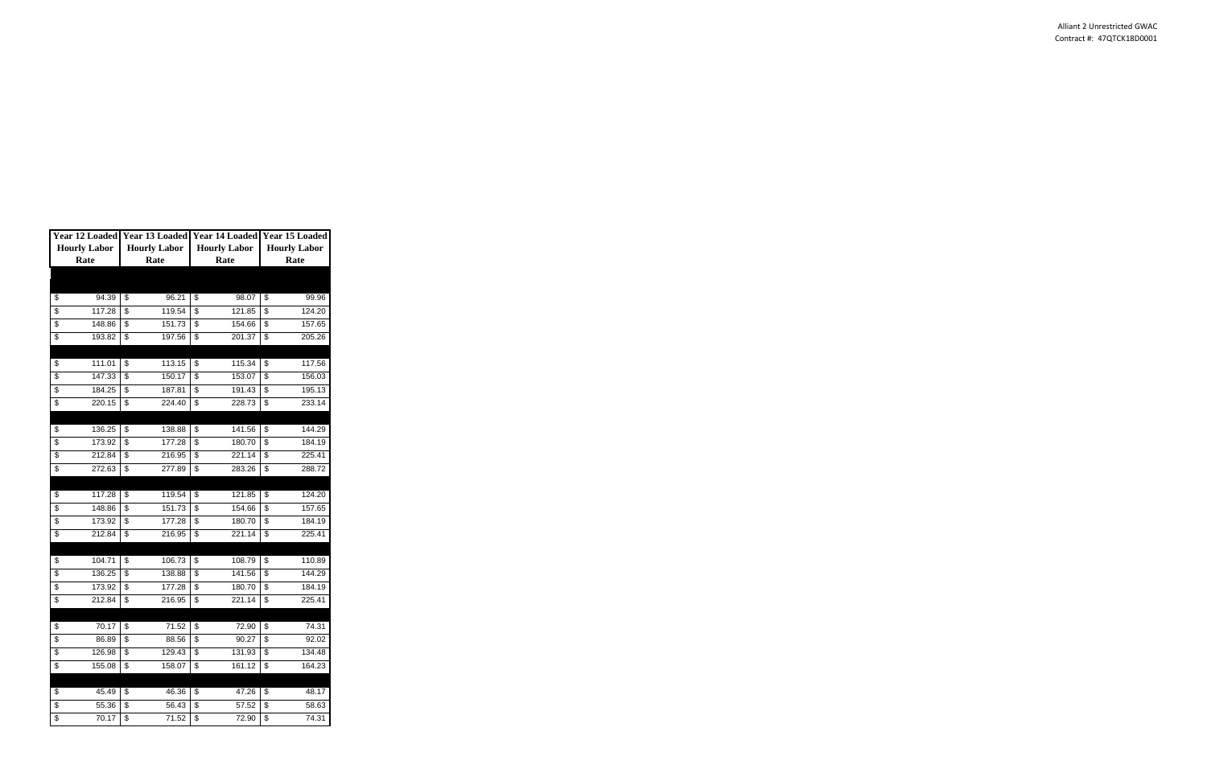| Year 12 Loaded Hourly Labor Rate | Year 13 Loaded Hourly Labor Rate | Year 14 Loaded Hourly Labor Rate | Year 15 Loaded Hourly Labor Rate |
|---|---|---|---|
| | | | |
| $ 94.39 | $ 96.21 | $ 98.07 | $ 99.96 |
| $ 117.28 | $ 119.54 | $ 121.85 | $ 124.20 |
| $ 148.86 | $ 151.73 | $ 154.66 | $ 157.65 |
| $ 193.82 | $ 197.56 | $ 201.37 | $ 205.26 |
| | | | |
| $ 111.01 | $ 113.15 | $ 115.34 | $ 117.56 |
| $ 147.33 | $ 150.17 | $ 153.07 | $ 156.03 |
| $ 184.25 | $ 187.81 | $ 191.43 | $ 195.13 |
| $ 220.15 | $ 224.40 | $ 228.73 | $ 233.14 |
| | | | |
| $ 136.25 | $ 138.88 | $ 141.56 | $ 144.29 |
| $ 173.92 | $ 177.28 | $ 180.70 | $ 184.19 |
| $ 212.84 | $ 216.95 | $ 221.14 | $ 225.41 |
| $ 272.63 | $ 277.89 | $ 283.26 | $ 288.72 |
| | | | |
| $ 117.28 | $ 119.54 | $ 121.85 | $ 124.20 |
| $ 148.86 | $ 151.73 | $ 154.66 | $ 157.65 |
| $ 173.92 | $ 177.28 | $ 180.70 | $ 184.19 |
| $ 212.84 | $ 216.95 | $ 221.14 | $ 225.41 |
| | | | |
| $ 104.71 | $ 106.73 | $ 108.79 | $ 110.89 |
| $ 136.25 | $ 138.88 | $ 141.56 | $ 144.29 |
| $ 173.92 | $ 177.28 | $ 180.70 | $ 184.19 |
| $ 212.84 | $ 216.95 | $ 221.14 | $ 225.41 |
| | | | |
| $ 70.17 | $ 71.52 | $ 72.90 | $ 74.31 |
| $ 86.89 | $ 88.56 | $ 90.27 | $ 92.02 |
| $ 126.98 | $ 129.43 | $ 131.93 | $ 134.48 |
| $ 155.08 | $ 158.07 | $ 161.12 | $ 164.23 |
| | | | |
| $ 45.49 | $ 46.36 | $ 47.26 | $ 48.17 |
| $ 55.36 | $ 56.43 | $ 57.52 | $ 58.63 |
| $ 70.17 | $ 71.52 | $ 72.90 | $ 74.31 |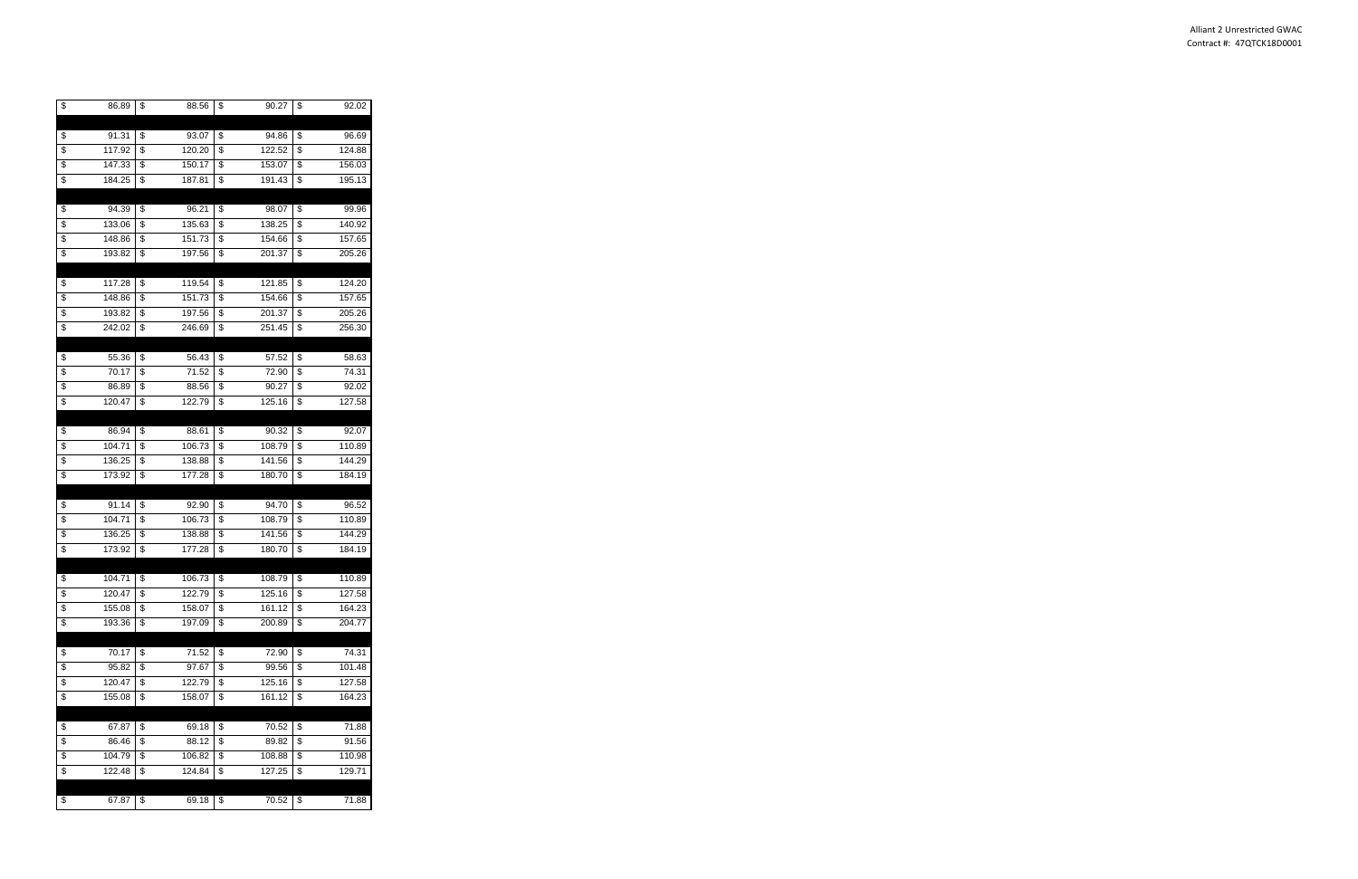| | | | |
|---|---|---|---|
| $ 86.89 | $ 88.56 | $ 90.27 | $ 92.02 |
| | | | |
| $ 91.31 | $ 93.07 | $ 94.86 | $ 96.69 |
| $ 117.92 | $ 120.20 | $ 122.52 | $ 124.88 |
| $ 147.33 | $ 150.17 | $ 153.07 | $ 156.03 |
| $ 184.25 | $ 187.81 | $ 191.43 | $ 195.13 |
| | | | |
| $ 94.39 | $ 96.21 | $ 98.07 | $ 99.96 |
| $ 133.06 | $ 135.63 | $ 138.25 | $ 140.92 |
| $ 148.86 | $ 151.73 | $ 154.66 | $ 157.65 |
| $ 193.82 | $ 197.56 | $ 201.37 | $ 205.26 |
| | | | |
| $ 117.28 | $ 119.54 | $ 121.85 | $ 124.20 |
| $ 148.86 | $ 151.73 | $ 154.66 | $ 157.65 |
| $ 193.82 | $ 197.56 | $ 201.37 | $ 205.26 |
| $ 242.02 | $ 246.69 | $ 251.45 | $ 256.30 |
| | | | |
| $ 55.36 | $ 56.43 | $ 57.52 | $ 58.63 |
| $ 70.17 | $ 71.52 | $ 72.90 | $ 74.31 |
| $ 86.89 | $ 88.56 | $ 90.27 | $ 92.02 |
| $ 120.47 | $ 122.79 | $ 125.16 | $ 127.58 |
| | | | |
| $ 86.94 | $ 88.61 | $ 90.32 | $ 92.07 |
| $ 104.71 | $ 106.73 | $ 108.79 | $ 110.89 |
| $ 136.25 | $ 138.88 | $ 141.56 | $ 144.29 |
| $ 173.92 | $ 177.28 | $ 180.70 | $ 184.19 |
| | | | |
| $ 91.14 | $ 92.90 | $ 94.70 | $ 96.52 |
| $ 104.71 | $ 106.73 | $ 108.79 | $ 110.89 |
| $ 136.25 | $ 138.88 | $ 141.56 | $ 144.29 |
| $ 173.92 | $ 177.28 | $ 180.70 | $ 184.19 |
| | | | |
| $ 104.71 | $ 106.73 | $ 108.79 | $ 110.89 |
| $ 120.47 | $ 122.79 | $ 125.16 | $ 127.58 |
| $ 155.08 | $ 158.07 | $ 161.12 | $ 164.23 |
| $ 193.36 | $ 197.09 | $ 200.89 | $ 204.77 |
| | | | |
| $ 70.17 | $ 71.52 | $ 72.90 | $ 74.31 |
| $ 95.82 | $ 97.67 | $ 99.56 | $ 101.48 |
| $ 120.47 | $ 122.79 | $ 125.16 | $ 127.58 |
| $ 155.08 | $ 158.07 | $ 161.12 | $ 164.23 |
| | | | |
| $ 67.87 | $ 69.18 | $ 70.52 | $ 71.88 |
| $ 86.46 | $ 88.12 | $ 89.82 | $ 91.56 |
| $ 104.79 | $ 106.82 | $ 108.88 | $ 110.98 |
| $ 122.48 | $ 124.84 | $ 127.25 | $ 129.71 |
| | | | |
| $ 67.87 | $ 69.18 | $ 70.52 | $ 71.88 |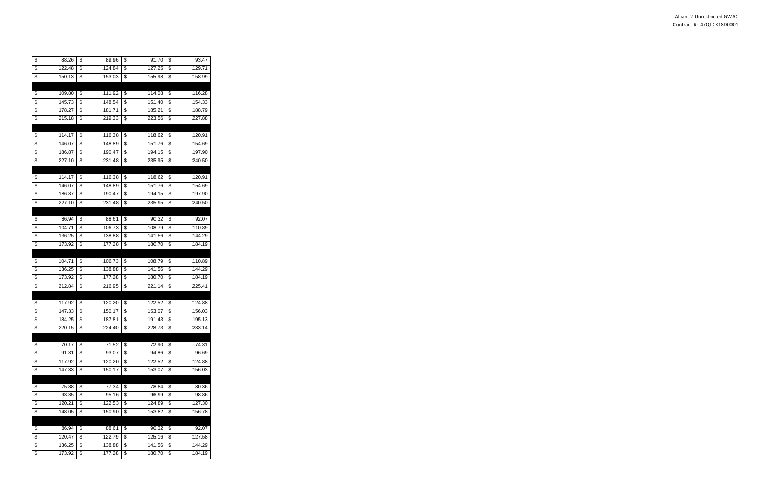| | | | |
|---|---|---|---|
| $ 88.26 | $ 89.96 | $ 91.70 | $ 93.47 |
| $ 122.48 | $ 124.84 | $ 127.25 | $ 129.71 |
| $ 150.13 | $ 153.03 | $ 155.98 | $ 158.99 |
| | | | |
| $ 109.80 | $ 111.92 | $ 114.08 | $ 116.28 |
| $ 145.73 | $ 148.54 | $ 151.40 | $ 154.33 |
| $ 178.27 | $ 181.71 | $ 185.21 | $ 188.79 |
| $ 215.18 | $ 219.33 | $ 223.56 | $ 227.88 |
| | | | |
| $ 114.17 | $ 116.38 | $ 118.62 | $ 120.91 |
| $ 146.07 | $ 148.89 | $ 151.76 | $ 154.69 |
| $ 186.87 | $ 190.47 | $ 194.15 | $ 197.90 |
| $ 227.10 | $ 231.48 | $ 235.95 | $ 240.50 |
| | | | |
| $ 114.17 | $ 116.38 | $ 118.62 | $ 120.91 |
| $ 146.07 | $ 148.89 | $ 151.76 | $ 154.69 |
| $ 186.87 | $ 190.47 | $ 194.15 | $ 197.90 |
| $ 227.10 | $ 231.48 | $ 235.95 | $ 240.50 |
| | | | |
| $ 86.94 | $ 88.61 | $ 90.32 | $ 92.07 |
| $ 104.71 | $ 106.73 | $ 108.79 | $ 110.89 |
| $ 136.25 | $ 138.88 | $ 141.56 | $ 144.29 |
| $ 173.92 | $ 177.28 | $ 180.70 | $ 184.19 |
| | | | |
| $ 104.71 | $ 106.73 | $ 108.79 | $ 110.89 |
| $ 136.25 | $ 138.88 | $ 141.56 | $ 144.29 |
| $ 173.92 | $ 177.28 | $ 180.70 | $ 184.19 |
| $ 212.84 | $ 216.95 | $ 221.14 | $ 225.41 |
| | | | |
| $ 117.92 | $ 120.20 | $ 122.52 | $ 124.88 |
| $ 147.33 | $ 150.17 | $ 153.07 | $ 156.03 |
| $ 184.25 | $ 187.81 | $ 191.43 | $ 195.13 |
| $ 220.15 | $ 224.40 | $ 228.73 | $ 233.14 |
| | | | |
| $ 70.17 | $ 71.52 | $ 72.90 | $ 74.31 |
| $ 91.31 | $ 93.07 | $ 94.86 | $ 96.69 |
| $ 117.92 | $ 120.20 | $ 122.52 | $ 124.88 |
| $ 147.33 | $ 150.17 | $ 153.07 | $ 156.03 |
| | | | |
| $ 75.88 | $ 77.34 | $ 78.84 | $ 80.36 |
| $ 93.35 | $ 95.16 | $ 96.99 | $ 98.86 |
| $ 120.21 | $ 122.53 | $ 124.89 | $ 127.30 |
| $ 148.05 | $ 150.90 | $ 153.82 | $ 156.78 |
| | | | |
| $ 86.94 | $ 88.61 | $ 90.32 | $ 92.07 |
| $ 120.47 | $ 122.79 | $ 125.16 | $ 127.58 |
| $ 136.25 | $ 138.88 | $ 141.56 | $ 144.29 |
| $ 173.92 | $ 177.28 | $ 180.70 | $ 184.19 |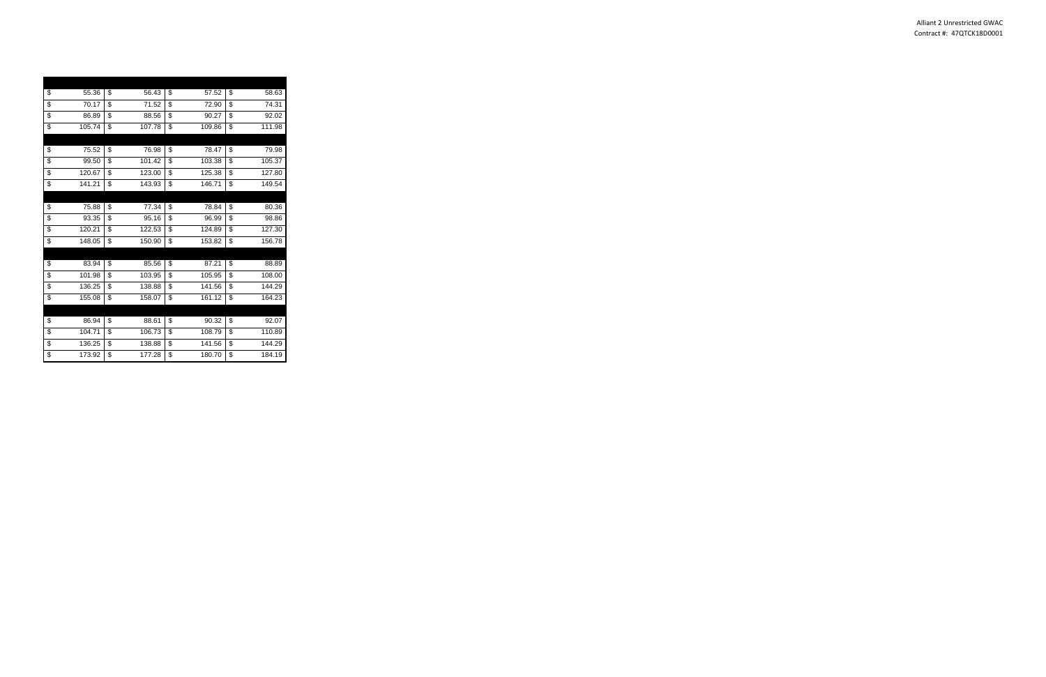| | | | |
|---|---|---|---|
| | | | |
| $ 55.36 | $ 56.43 | $ 57.52 | $ 58.63 |
| $ 70.17 | $ 71.52 | $ 72.90 | $ 74.31 |
| $ 86.89 | $ 88.56 | $ 90.27 | $ 92.02 |
| $ 105.74 | $ 107.78 | $ 109.86 | $ 111.98 |
| | | | |
| $ 75.52 | $ 76.98 | $ 78.47 | $ 79.98 |
| $ 99.50 | $ 101.42 | $ 103.38 | $ 105.37 |
| $ 120.67 | $ 123.00 | $ 125.38 | $ 127.80 |
| $ 141.21 | $ 143.93 | $ 146.71 | $ 149.54 |
| | | | |
| $ 75.88 | $ 77.34 | $ 78.84 | $ 80.36 |
| $ 93.35 | $ 95.16 | $ 96.99 | $ 98.86 |
| $ 120.21 | $ 122.53 | $ 124.89 | $ 127.30 |
| $ 148.05 | $ 150.90 | $ 153.82 | $ 156.78 |
| | | | |
| $ 83.94 | $ 85.56 | $ 87.21 | $ 88.89 |
| $ 101.98 | $ 103.95 | $ 105.95 | $ 108.00 |
| $ 136.25 | $ 138.88 | $ 141.56 | $ 144.29 |
| $ 155.08 | $ 158.07 | $ 161.12 | $ 164.23 |
| | | | |
| $ 86.94 | $ 88.61 | $ 90.32 | $ 92.07 |
| $ 104.71 | $ 106.73 | $ 108.79 | $ 110.89 |
| $ 136.25 | $ 138.88 | $ 141.56 | $ 144.29 |
| $ 173.92 | $ 177.28 | $ 180.70 | $ 184.19 |